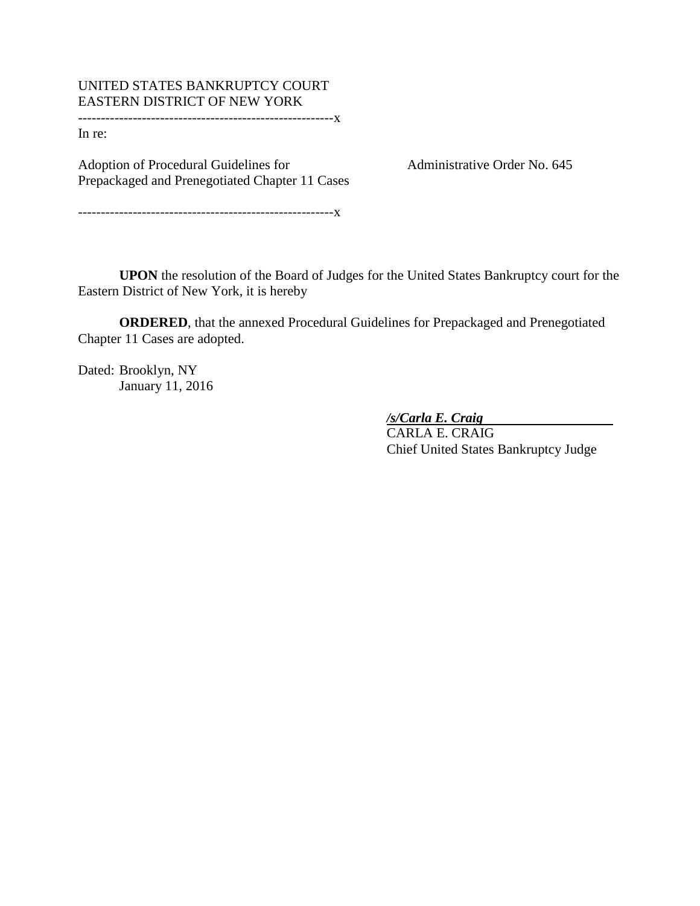UNITED STATES BANKRUPTCY COURT
EASTERN DISTRICT OF NEW YORK

--------------------------------------------------------x

In re:

Adoption of Procedural Guidelines for Prepackaged and Prenegotiated Chapter 11 Cases

Administrative Order No. 645

--------------------------------------------------------x

**UPON** the resolution of the Board of Judges for the United States Bankruptcy court for the Eastern District of New York, it is hereby

**ORDERED**, that the annexed Procedural Guidelines for Prepackaged and Prenegotiated Chapter 11 Cases are adopted.

Dated: Brooklyn, NY
January 11, 2016

***/s/Carla E. Craig***
CARLA E. CRAIG
Chief United States Bankruptcy Judge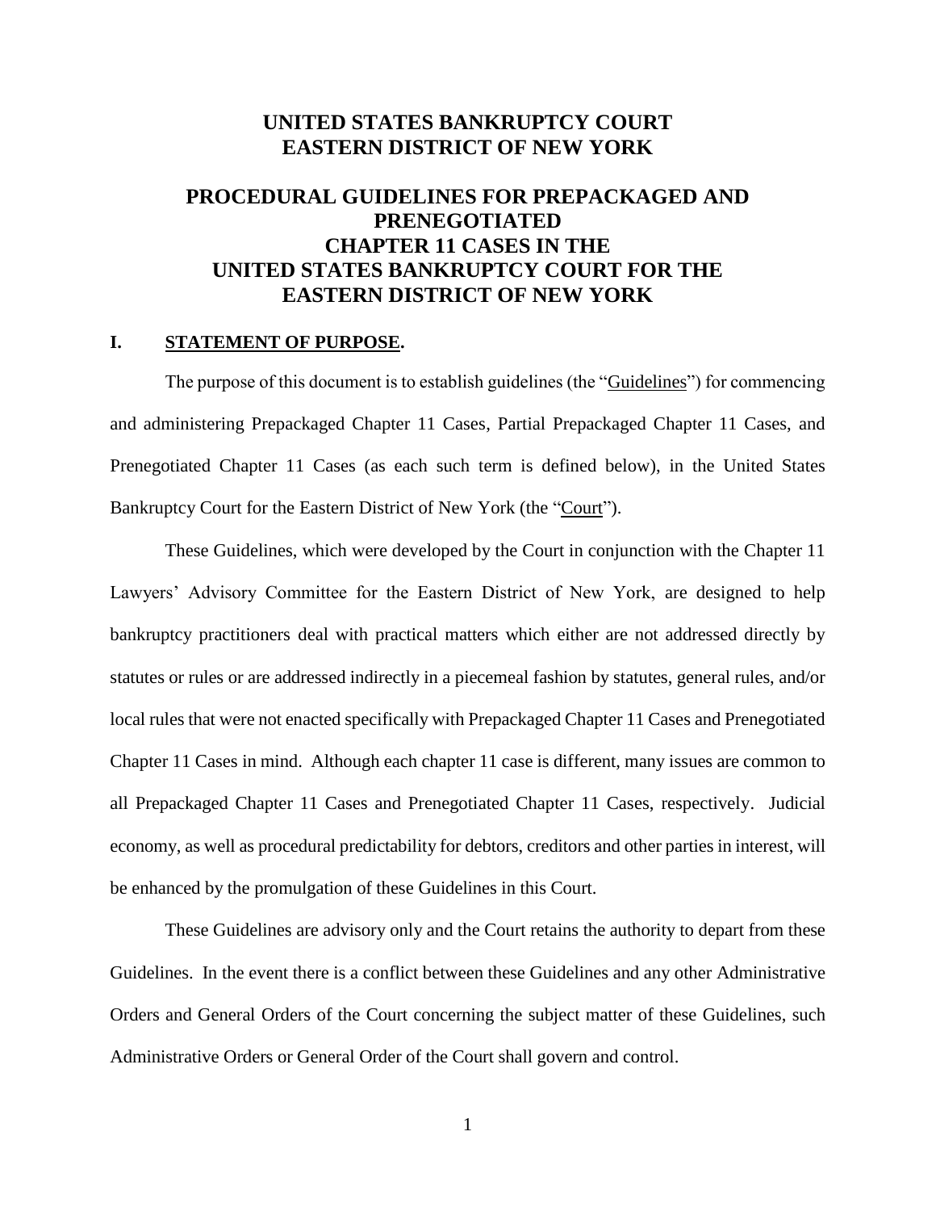# UNITED STATES BANKRUPTCY COURT
# EASTERN DISTRICT OF NEW YORK

# PROCEDURAL GUIDELINES FOR PREPACKAGED AND PRENEGOTIATED CHAPTER 11 CASES IN THE UNITED STATES BANKRUPTCY COURT FOR THE EASTERN DISTRICT OF NEW YORK

## I. STATEMENT OF PURPOSE.

The purpose of this document is to establish guidelines (the "Guidelines") for commencing and administering Prepackaged Chapter 11 Cases, Partial Prepackaged Chapter 11 Cases, and Prenegotiated Chapter 11 Cases (as each such term is defined below), in the United States Bankruptcy Court for the Eastern District of New York (the "Court").

These Guidelines, which were developed by the Court in conjunction with the Chapter 11 Lawyers' Advisory Committee for the Eastern District of New York, are designed to help bankruptcy practitioners deal with practical matters which either are not addressed directly by statutes or rules or are addressed indirectly in a piecemeal fashion by statutes, general rules, and/or local rules that were not enacted specifically with Prepackaged Chapter 11 Cases and Prenegotiated Chapter 11 Cases in mind. Although each chapter 11 case is different, many issues are common to all Prepackaged Chapter 11 Cases and Prenegotiated Chapter 11 Cases, respectively. Judicial economy, as well as procedural predictability for debtors, creditors and other parties in interest, will be enhanced by the promulgation of these Guidelines in this Court.

These Guidelines are advisory only and the Court retains the authority to depart from these Guidelines. In the event there is a conflict between these Guidelines and any other Administrative Orders and General Orders of the Court concerning the subject matter of these Guidelines, such Administrative Orders or General Order of the Court shall govern and control.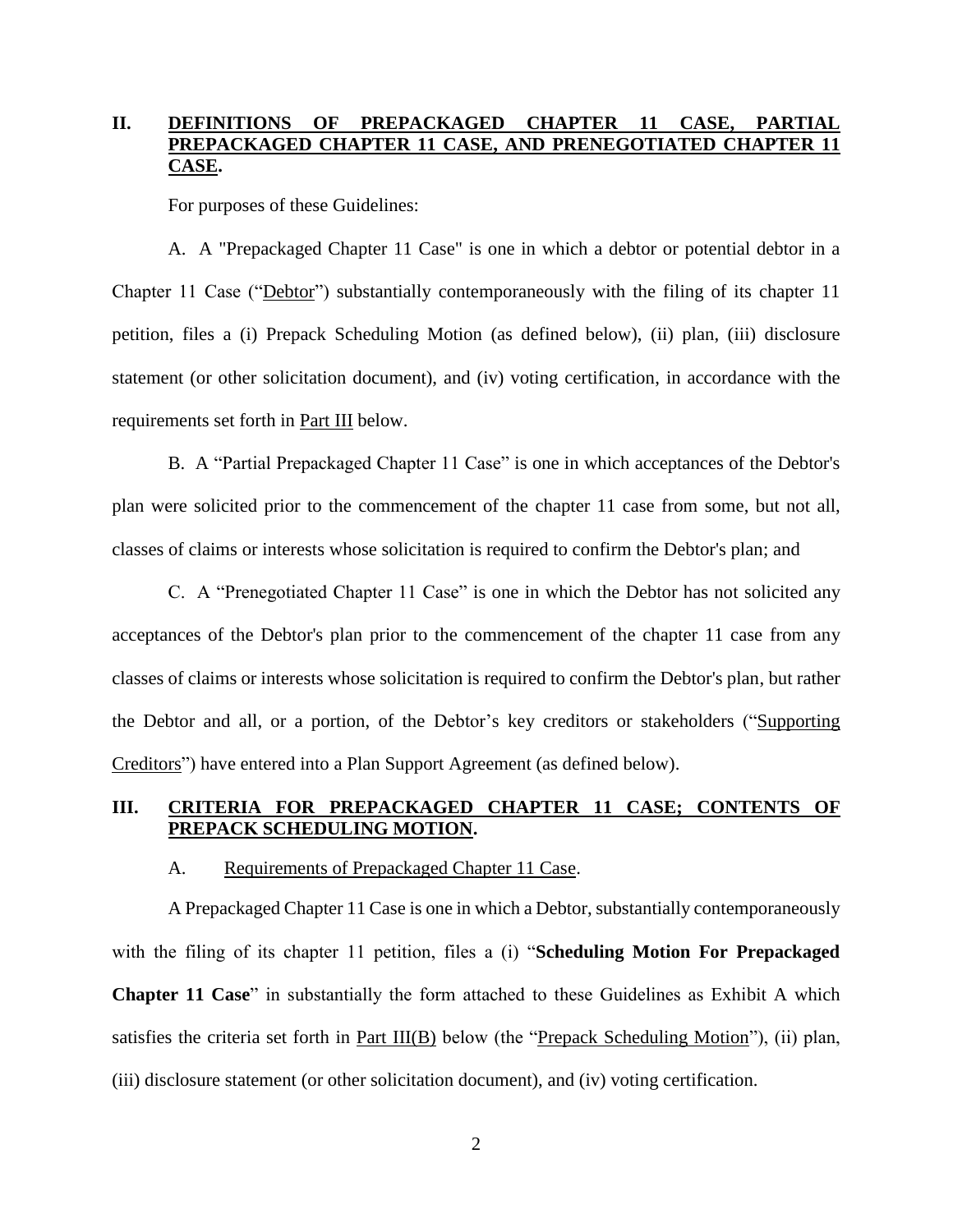## II. <u>DEFINITIONS OF PREPACKAGED CHAPTER 11 CASE, PARTIAL PREPACKAGED CHAPTER 11 CASE, AND PRENEGOTIATED CHAPTER 11 CASE</u>.

For purposes of these Guidelines:

A. A "Prepackaged Chapter 11 Case" is one in which a debtor or potential debtor in a Chapter 11 Case ("<u>Debtor</u>") substantially contemporaneously with the filing of its chapter 11 petition, files a (i) Prepack Scheduling Motion (as defined below), (ii) plan, (iii) disclosure statement (or other solicitation document), and (iv) voting certification, in accordance with the requirements set forth in <u>Part III</u> below.

B. A "Partial Prepackaged Chapter 11 Case" is one in which acceptances of the Debtor's plan were solicited prior to the commencement of the chapter 11 case from some, but not all, classes of claims or interests whose solicitation is required to confirm the Debtor's plan; and

C. A "Prenegotiated Chapter 11 Case" is one in which the Debtor has not solicited any acceptances of the Debtor's plan prior to the commencement of the chapter 11 case from any classes of claims or interests whose solicitation is required to confirm the Debtor's plan, but rather the Debtor and all, or a portion, of the Debtor's key creditors or stakeholders ("<u>Supporting Creditors</u>") have entered into a Plan Support Agreement (as defined below).

## III. <u>CRITERIA FOR PREPACKAGED CHAPTER 11 CASE; CONTENTS OF PREPACK SCHEDULING MOTION</u>.

### A. <u>Requirements of Prepackaged Chapter 11 Case</u>.

A Prepackaged Chapter 11 Case is one in which a Debtor, substantially contemporaneously with the filing of its chapter 11 petition, files a (i) "**Scheduling Motion For Prepackaged Chapter 11 Case**" in substantially the form attached to these Guidelines as Exhibit A which satisfies the criteria set forth in <u>Part III(B)</u> below (the "<u>Prepack Scheduling Motion</u>"), (ii) plan, (iii) disclosure statement (or other solicitation document), and (iv) voting certification.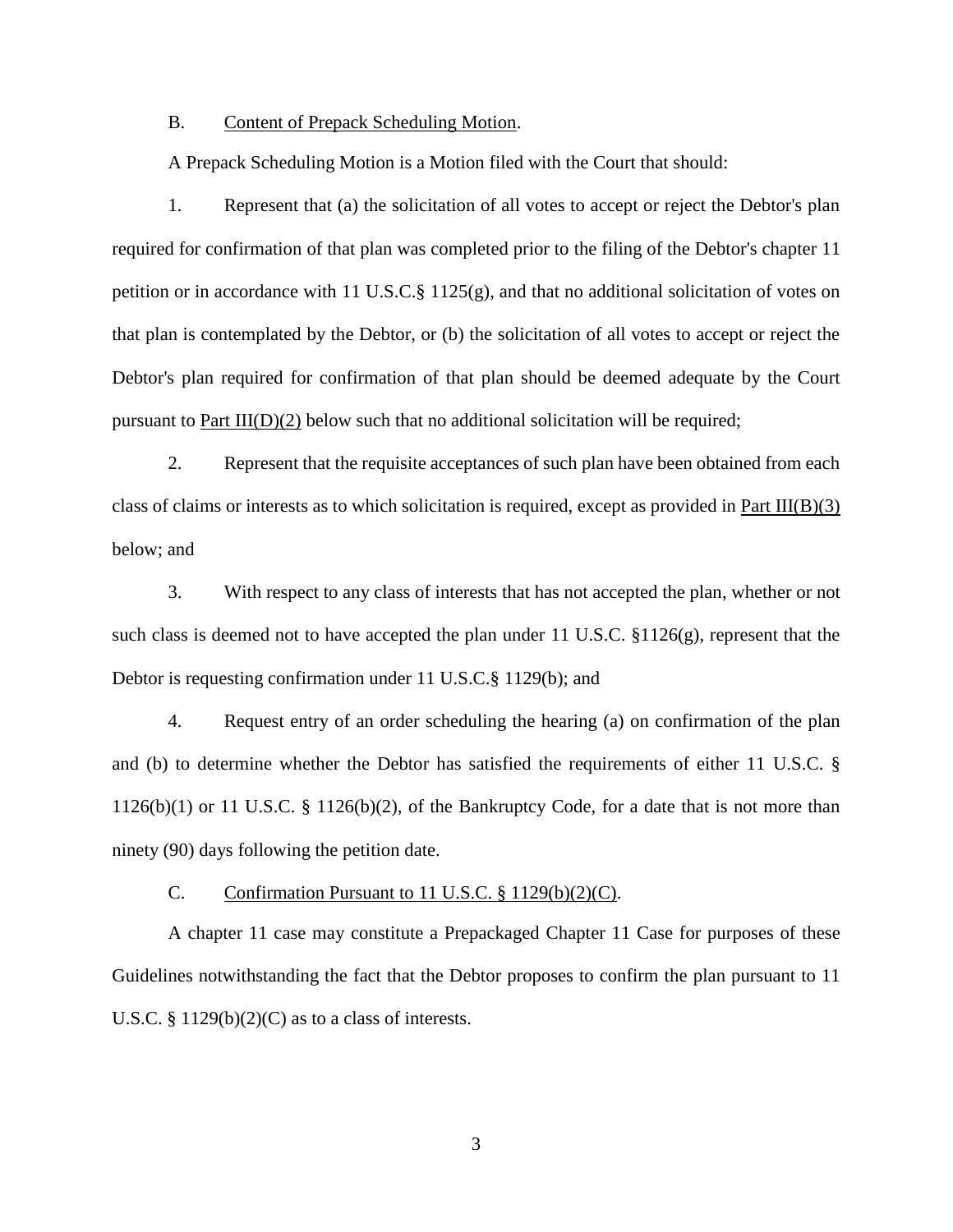B. Content of Prepack Scheduling Motion.

A Prepack Scheduling Motion is a Motion filed with the Court that should:

1. Represent that (a) the solicitation of all votes to accept or reject the Debtor's plan required for confirmation of that plan was completed prior to the filing of the Debtor's chapter 11 petition or in accordance with 11 U.S.C.§ 1125(g), and that no additional solicitation of votes on that plan is contemplated by the Debtor, or (b) the solicitation of all votes to accept or reject the Debtor's plan required for confirmation of that plan should be deemed adequate by the Court pursuant to Part III(D)(2) below such that no additional solicitation will be required;

2. Represent that the requisite acceptances of such plan have been obtained from each class of claims or interests as to which solicitation is required, except as provided in Part III(B)(3) below; and

3. With respect to any class of interests that has not accepted the plan, whether or not such class is deemed not to have accepted the plan under 11 U.S.C. §1126(g), represent that the Debtor is requesting confirmation under 11 U.S.C.§ 1129(b); and

4. Request entry of an order scheduling the hearing (a) on confirmation of the plan and (b) to determine whether the Debtor has satisfied the requirements of either 11 U.S.C. § 1126(b)(1) or 11 U.S.C. § 1126(b)(2), of the Bankruptcy Code, for a date that is not more than ninety (90) days following the petition date.

C. Confirmation Pursuant to 11 U.S.C. § 1129(b)(2)(C).

A chapter 11 case may constitute a Prepackaged Chapter 11 Case for purposes of these Guidelines notwithstanding the fact that the Debtor proposes to confirm the plan pursuant to 11 U.S.C. § 1129(b)(2)(C) as to a class of interests.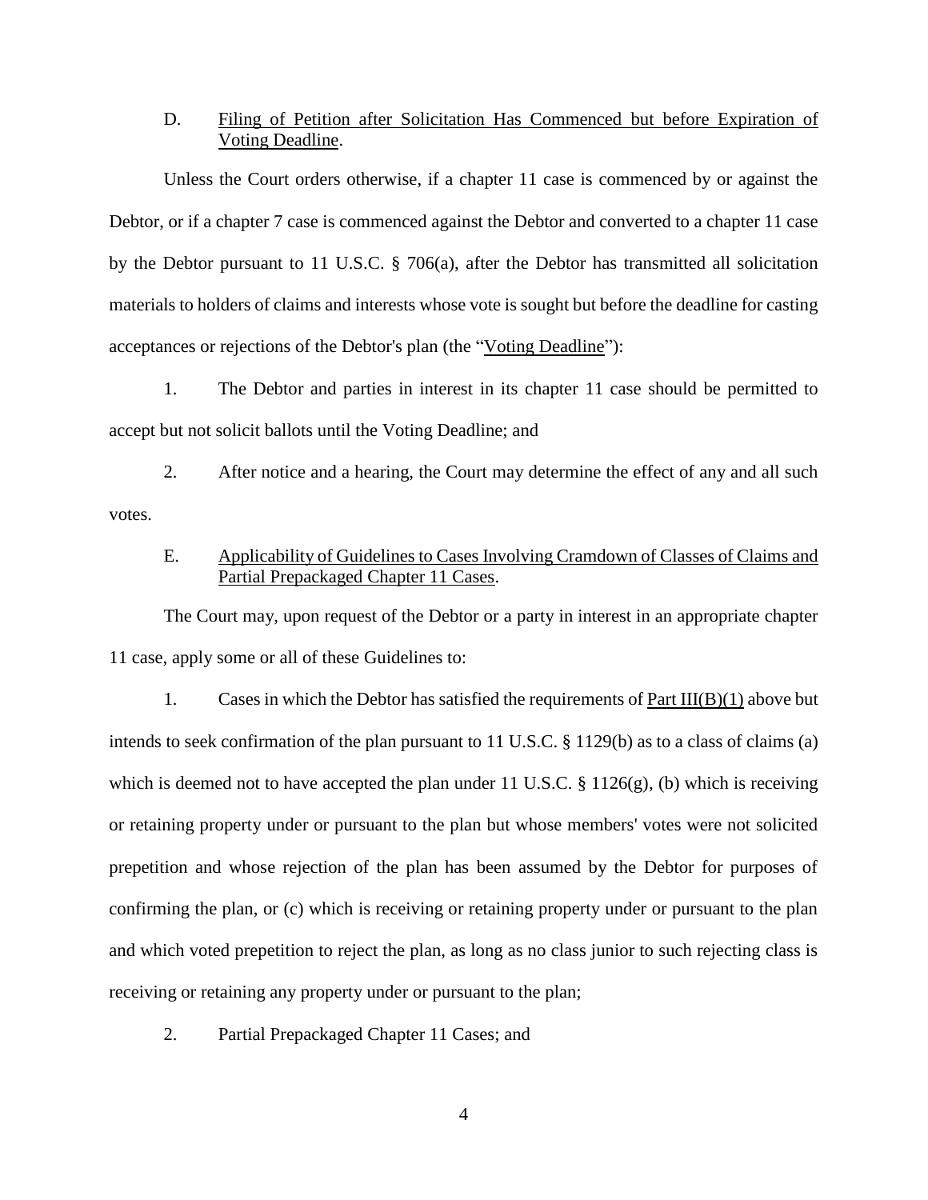D. Filing of Petition after Solicitation Has Commenced but before Expiration of Voting Deadline.

Unless the Court orders otherwise, if a chapter 11 case is commenced by or against the Debtor, or if a chapter 7 case is commenced against the Debtor and converted to a chapter 11 case by the Debtor pursuant to 11 U.S.C. § 706(a), after the Debtor has transmitted all solicitation materials to holders of claims and interests whose vote is sought but before the deadline for casting acceptances or rejections of the Debtor's plan (the "Voting Deadline"):

1. The Debtor and parties in interest in its chapter 11 case should be permitted to accept but not solicit ballots until the Voting Deadline; and

2. After notice and a hearing, the Court may determine the effect of any and all such votes.

E. Applicability of Guidelines to Cases Involving Cramdown of Classes of Claims and Partial Prepackaged Chapter 11 Cases.

The Court may, upon request of the Debtor or a party in interest in an appropriate chapter 11 case, apply some or all of these Guidelines to:

1. Cases in which the Debtor has satisfied the requirements of Part III(B)(1) above but intends to seek confirmation of the plan pursuant to 11 U.S.C. § 1129(b) as to a class of claims (a) which is deemed not to have accepted the plan under 11 U.S.C. § 1126(g), (b) which is receiving or retaining property under or pursuant to the plan but whose members' votes were not solicited prepetition and whose rejection of the plan has been assumed by the Debtor for purposes of confirming the plan, or (c) which is receiving or retaining property under or pursuant to the plan and which voted prepetition to reject the plan, as long as no class junior to such rejecting class is receiving or retaining any property under or pursuant to the plan;

2. Partial Prepackaged Chapter 11 Cases; and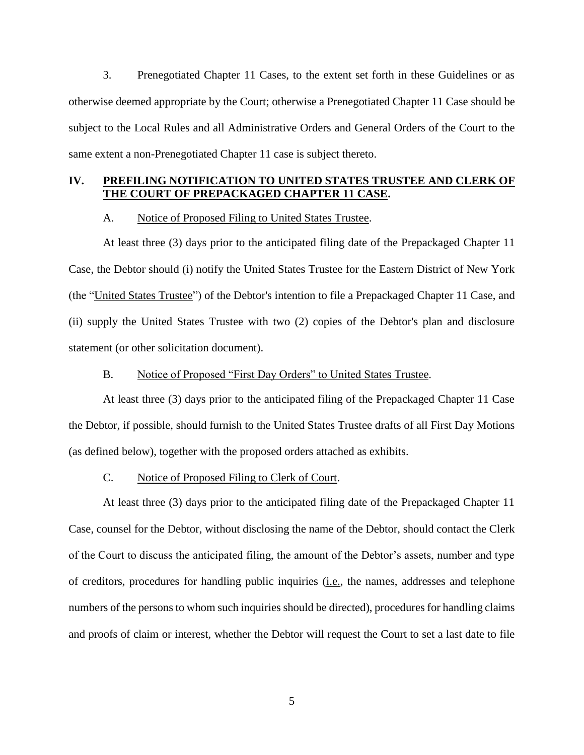3. Prenegotiated Chapter 11 Cases, to the extent set forth in these Guidelines or as otherwise deemed appropriate by the Court; otherwise a Prenegotiated Chapter 11 Case should be subject to the Local Rules and all Administrative Orders and General Orders of the Court to the same extent a non-Prenegotiated Chapter 11 case is subject thereto.

## IV. PREFILING NOTIFICATION TO UNITED STATES TRUSTEE AND CLERK OF THE COURT OF PREPACKAGED CHAPTER 11 CASE.

### A. Notice of Proposed Filing to United States Trustee.

At least three (3) days prior to the anticipated filing date of the Prepackaged Chapter 11 Case, the Debtor should (i) notify the United States Trustee for the Eastern District of New York (the "United States Trustee") of the Debtor's intention to file a Prepackaged Chapter 11 Case, and (ii) supply the United States Trustee with two (2) copies of the Debtor's plan and disclosure statement (or other solicitation document).

### B. Notice of Proposed "First Day Orders" to United States Trustee.

At least three (3) days prior to the anticipated filing of the Prepackaged Chapter 11 Case the Debtor, if possible, should furnish to the United States Trustee drafts of all First Day Motions (as defined below), together with the proposed orders attached as exhibits.

### C. Notice of Proposed Filing to Clerk of Court.

At least three (3) days prior to the anticipated filing date of the Prepackaged Chapter 11 Case, counsel for the Debtor, without disclosing the name of the Debtor, should contact the Clerk of the Court to discuss the anticipated filing, the amount of the Debtor's assets, number and type of creditors, procedures for handling public inquiries (i.e., the names, addresses and telephone numbers of the persons to whom such inquiries should be directed), procedures for handling claims and proofs of claim or interest, whether the Debtor will request the Court to set a last date to file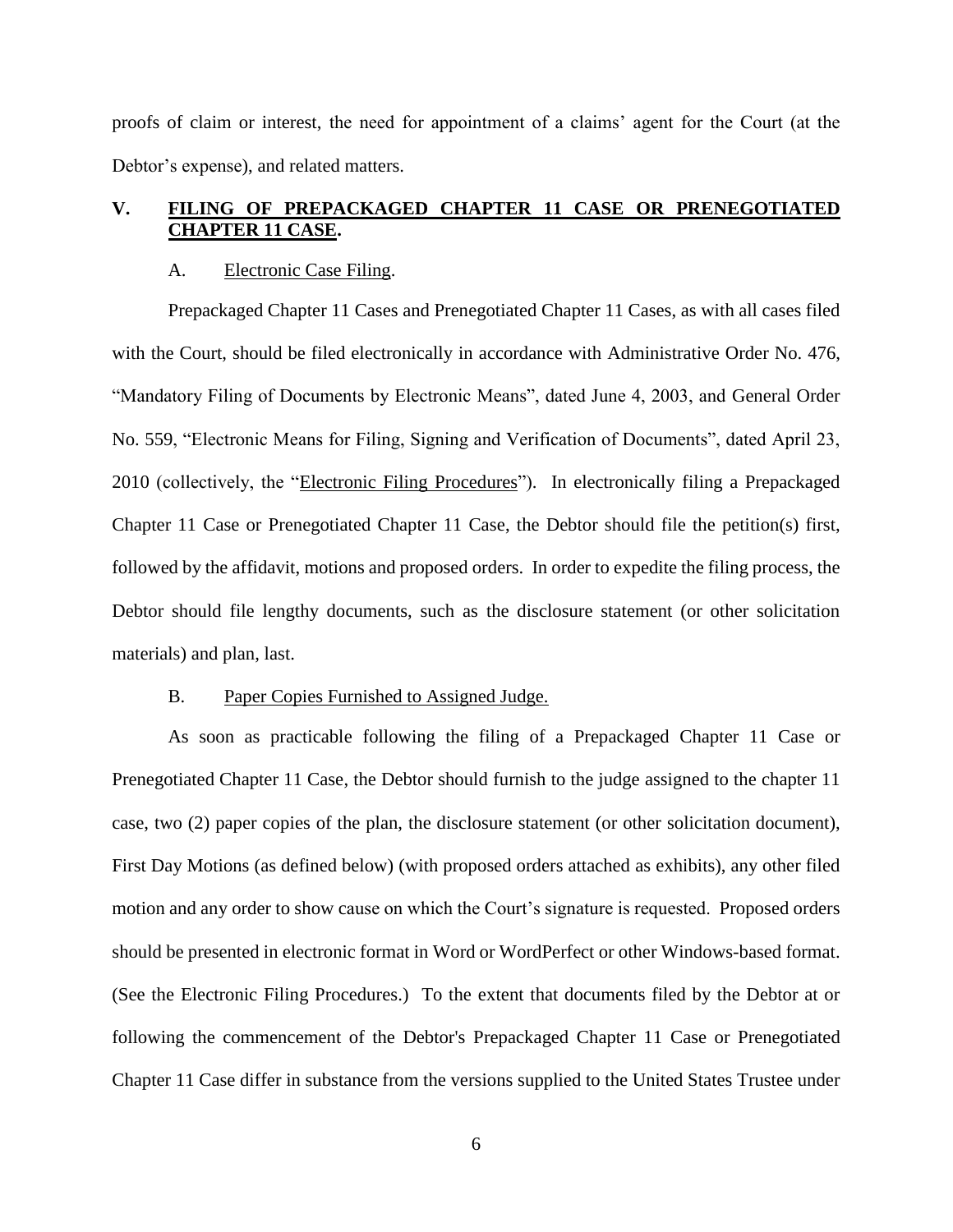proofs of claim or interest, the need for appointment of a claims' agent for the Court (at the Debtor's expense), and related matters.

## V. FILING OF PREPACKAGED CHAPTER 11 CASE OR PRENEGOTIATED CHAPTER 11 CASE.

### A. Electronic Case Filing.

Prepackaged Chapter 11 Cases and Prenegotiated Chapter 11 Cases, as with all cases filed with the Court, should be filed electronically in accordance with Administrative Order No. 476, "Mandatory Filing of Documents by Electronic Means", dated June 4, 2003, and General Order No. 559, "Electronic Means for Filing, Signing and Verification of Documents", dated April 23, 2010 (collectively, the "Electronic Filing Procedures"). In electronically filing a Prepackaged Chapter 11 Case or Prenegotiated Chapter 11 Case, the Debtor should file the petition(s) first, followed by the affidavit, motions and proposed orders. In order to expedite the filing process, the Debtor should file lengthy documents, such as the disclosure statement (or other solicitation materials) and plan, last.

### B. Paper Copies Furnished to Assigned Judge.

As soon as practicable following the filing of a Prepackaged Chapter 11 Case or Prenegotiated Chapter 11 Case, the Debtor should furnish to the judge assigned to the chapter 11 case, two (2) paper copies of the plan, the disclosure statement (or other solicitation document), First Day Motions (as defined below) (with proposed orders attached as exhibits), any other filed motion and any order to show cause on which the Court's signature is requested. Proposed orders should be presented in electronic format in Word or WordPerfect or other Windows-based format. (See the Electronic Filing Procedures.) To the extent that documents filed by the Debtor at or following the commencement of the Debtor's Prepackaged Chapter 11 Case or Prenegotiated Chapter 11 Case differ in substance from the versions supplied to the United States Trustee under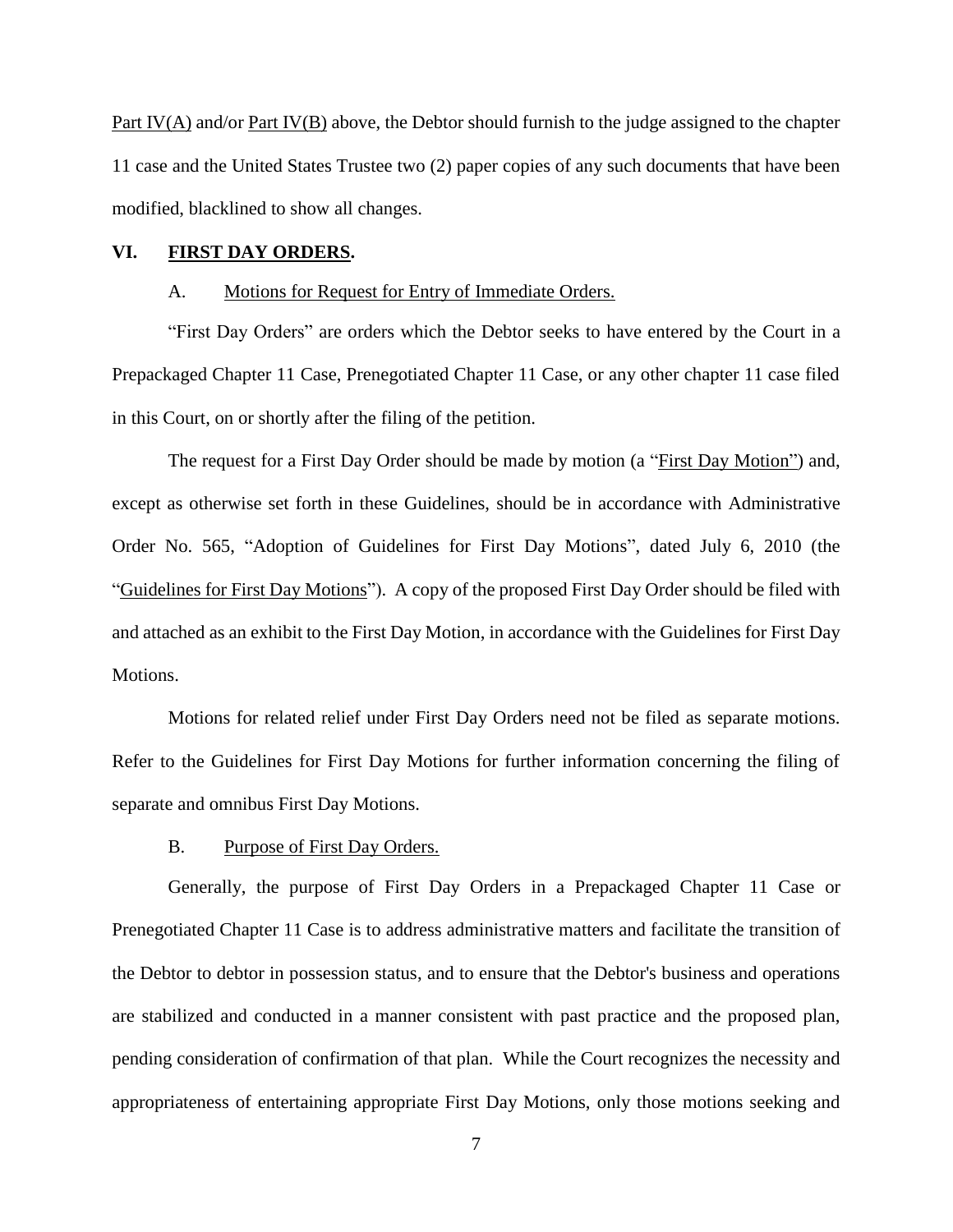Part IV(A) and/or Part IV(B) above, the Debtor should furnish to the judge assigned to the chapter 11 case and the United States Trustee two (2) paper copies of any such documents that have been modified, blacklined to show all changes.

## VI. FIRST DAY ORDERS.

### A. Motions for Request for Entry of Immediate Orders.

"First Day Orders" are orders which the Debtor seeks to have entered by the Court in a Prepackaged Chapter 11 Case, Prenegotiated Chapter 11 Case, or any other chapter 11 case filed in this Court, on or shortly after the filing of the petition.

The request for a First Day Order should be made by motion (a "First Day Motion") and, except as otherwise set forth in these Guidelines, should be in accordance with Administrative Order No. 565, "Adoption of Guidelines for First Day Motions", dated July 6, 2010 (the "Guidelines for First Day Motions"). A copy of the proposed First Day Order should be filed with and attached as an exhibit to the First Day Motion, in accordance with the Guidelines for First Day Motions.

Motions for related relief under First Day Orders need not be filed as separate motions. Refer to the Guidelines for First Day Motions for further information concerning the filing of separate and omnibus First Day Motions.

### B. Purpose of First Day Orders.

Generally, the purpose of First Day Orders in a Prepackaged Chapter 11 Case or Prenegotiated Chapter 11 Case is to address administrative matters and facilitate the transition of the Debtor to debtor in possession status, and to ensure that the Debtor's business and operations are stabilized and conducted in a manner consistent with past practice and the proposed plan, pending consideration of confirmation of that plan. While the Court recognizes the necessity and appropriateness of entertaining appropriate First Day Motions, only those motions seeking and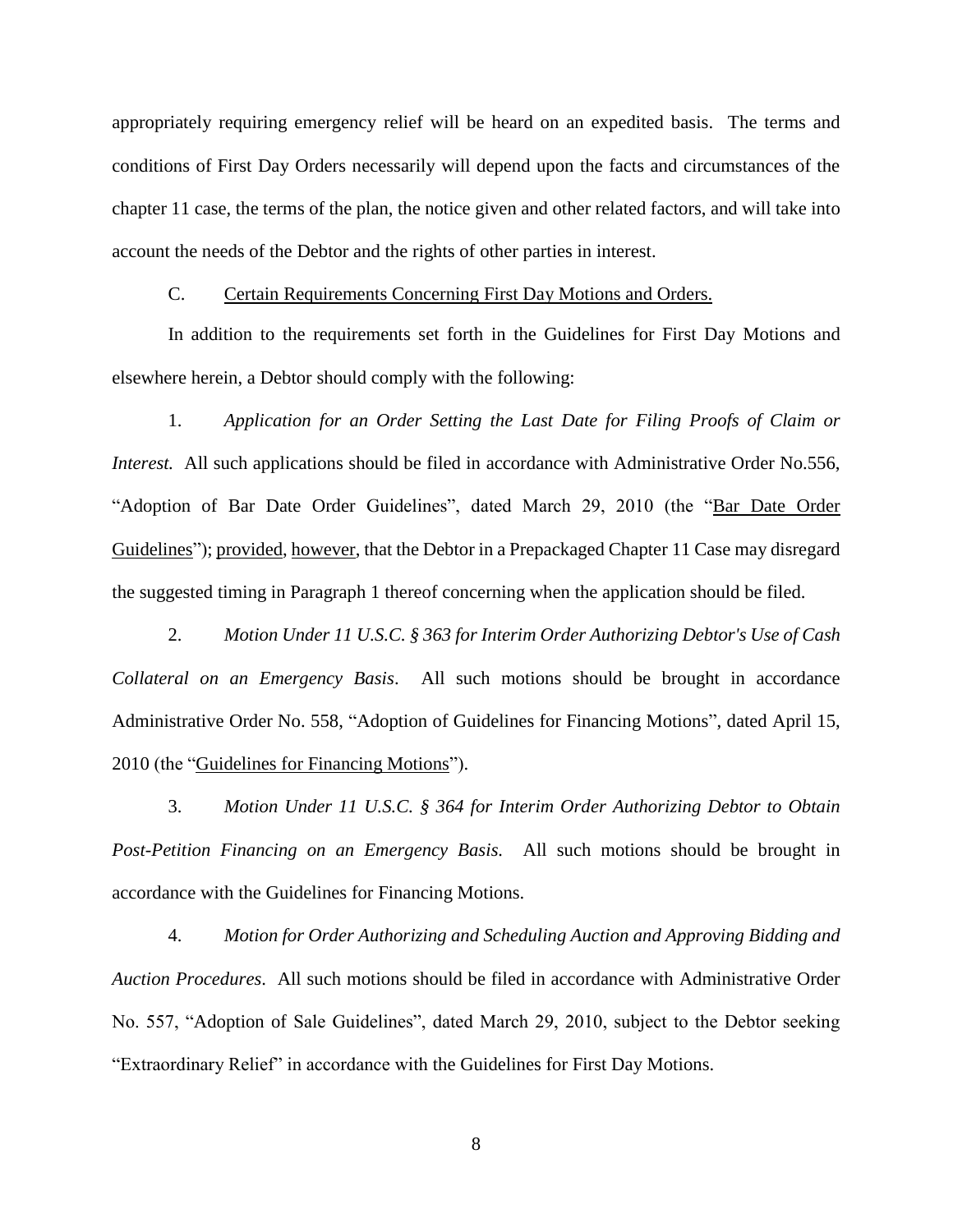appropriately requiring emergency relief will be heard on an expedited basis. The terms and conditions of First Day Orders necessarily will depend upon the facts and circumstances of the chapter 11 case, the terms of the plan, the notice given and other related factors, and will take into account the needs of the Debtor and the rights of other parties in interest.

C. <u>Certain Requirements Concerning First Day Motions and Orders.</u>

In addition to the requirements set forth in the Guidelines for First Day Motions and elsewhere herein, a Debtor should comply with the following:

1. *Application for an Order Setting the Last Date for Filing Proofs of Claim or Interest.* All such applications should be filed in accordance with Administrative Order No.556, "Adoption of Bar Date Order Guidelines", dated March 29, 2010 (the "<u>Bar Date Order Guidelines</u>"); <u>provided</u>, <u>however</u>, that the Debtor in a Prepackaged Chapter 11 Case may disregard the suggested timing in Paragraph 1 thereof concerning when the application should be filed.

2. *Motion Under 11 U.S.C. § 363 for Interim Order Authorizing Debtor's Use of Cash Collateral on an Emergency Basis*. All such motions should be brought in accordance Administrative Order No. 558, "Adoption of Guidelines for Financing Motions", dated April 15, 2010 (the "<u>Guidelines for Financing Motions</u>").

3. *Motion Under 11 U.S.C. § 364 for Interim Order Authorizing Debtor to Obtain Post-Petition Financing on an Emergency Basis.* All such motions should be brought in accordance with the Guidelines for Financing Motions.

4. *Motion for Order Authorizing and Scheduling Auction and Approving Bidding and Auction Procedures*. All such motions should be filed in accordance with Administrative Order No. 557, "Adoption of Sale Guidelines", dated March 29, 2010, subject to the Debtor seeking "Extraordinary Relief" in accordance with the Guidelines for First Day Motions.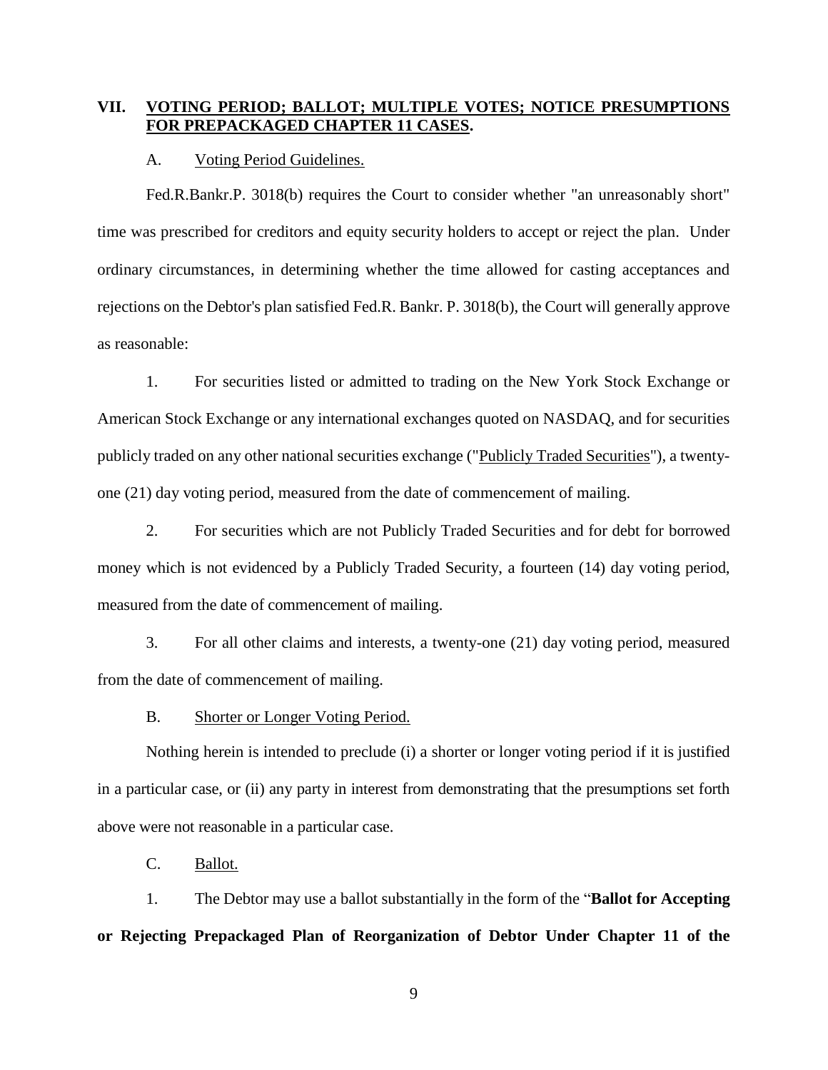## VII. VOTING PERIOD; BALLOT; MULTIPLE VOTES; NOTICE PRESUMPTIONS FOR PREPACKAGED CHAPTER 11 CASES.

### A. Voting Period Guidelines.

Fed.R.Bankr.P. 3018(b) requires the Court to consider whether "an unreasonably short" time was prescribed for creditors and equity security holders to accept or reject the plan. Under ordinary circumstances, in determining whether the time allowed for casting acceptances and rejections on the Debtor's plan satisfied Fed.R. Bankr. P. 3018(b), the Court will generally approve as reasonable:

1. For securities listed or admitted to trading on the New York Stock Exchange or American Stock Exchange or any international exchanges quoted on NASDAQ, and for securities publicly traded on any other national securities exchange ("Publicly Traded Securities"), a twenty-one (21) day voting period, measured from the date of commencement of mailing.

2. For securities which are not Publicly Traded Securities and for debt for borrowed money which is not evidenced by a Publicly Traded Security, a fourteen (14) day voting period, measured from the date of commencement of mailing.

3. For all other claims and interests, a twenty-one (21) day voting period, measured from the date of commencement of mailing.

### B. Shorter or Longer Voting Period.

Nothing herein is intended to preclude (i) a shorter or longer voting period if it is justified in a particular case, or (ii) any party in interest from demonstrating that the presumptions set forth above were not reasonable in a particular case.

### C. Ballot.

1. The Debtor may use a ballot substantially in the form of the "**Ballot for Accepting or Rejecting Prepackaged Plan of Reorganization of Debtor Under Chapter 11 of the**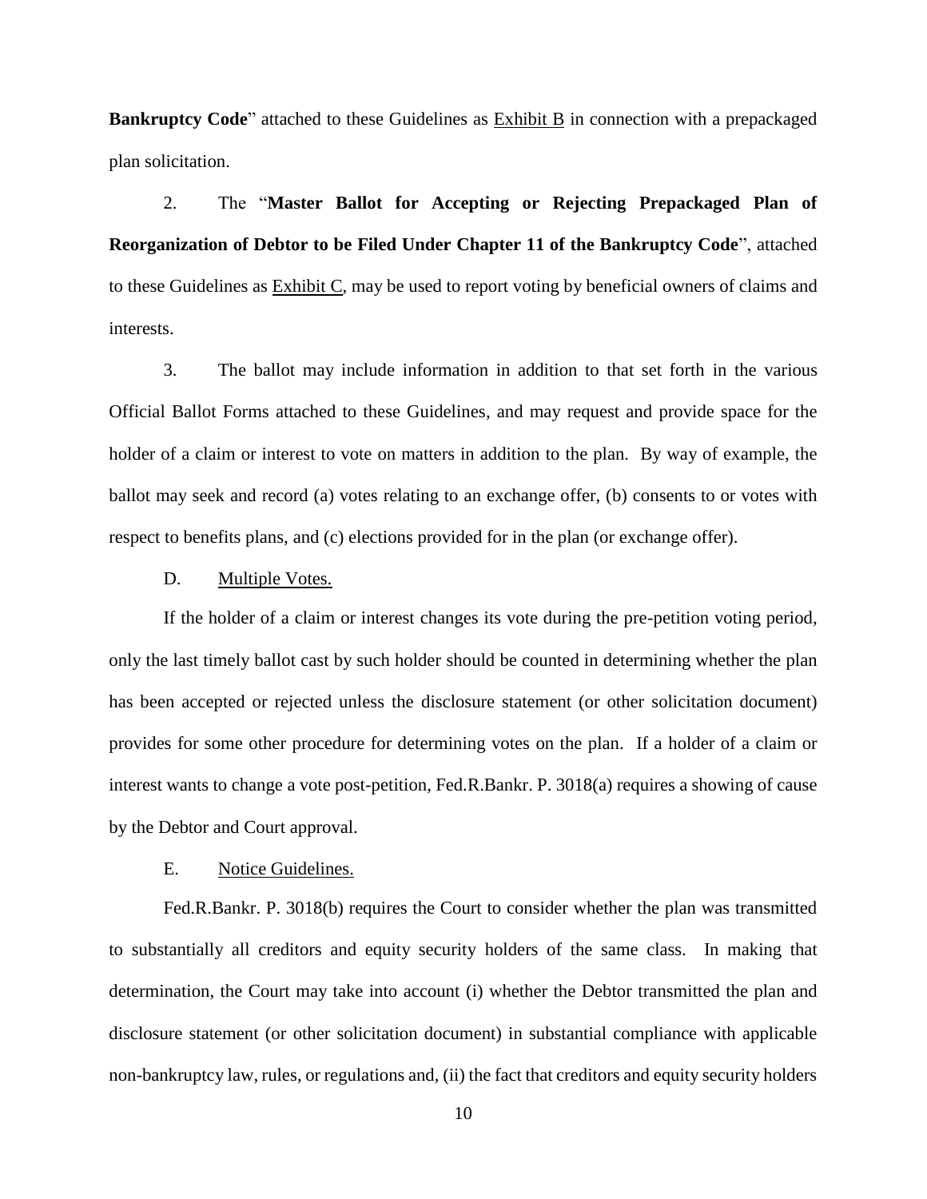**Bankruptcy Code**" attached to these Guidelines as Exhibit B in connection with a prepackaged plan solicitation.

2. The "**Master Ballot for Accepting or Rejecting Prepackaged Plan of Reorganization of Debtor to be Filed Under Chapter 11 of the Bankruptcy Code**", attached to these Guidelines as Exhibit C, may be used to report voting by beneficial owners of claims and interests.

3. The ballot may include information in addition to that set forth in the various Official Ballot Forms attached to these Guidelines, and may request and provide space for the holder of a claim or interest to vote on matters in addition to the plan. By way of example, the ballot may seek and record (a) votes relating to an exchange offer, (b) consents to or votes with respect to benefits plans, and (c) elections provided for in the plan (or exchange offer).

D. Multiple Votes.

If the holder of a claim or interest changes its vote during the pre-petition voting period, only the last timely ballot cast by such holder should be counted in determining whether the plan has been accepted or rejected unless the disclosure statement (or other solicitation document) provides for some other procedure for determining votes on the plan. If a holder of a claim or interest wants to change a vote post-petition, Fed.R.Bankr. P. 3018(a) requires a showing of cause by the Debtor and Court approval.

E. Notice Guidelines.

Fed.R.Bankr. P. 3018(b) requires the Court to consider whether the plan was transmitted to substantially all creditors and equity security holders of the same class. In making that determination, the Court may take into account (i) whether the Debtor transmitted the plan and disclosure statement (or other solicitation document) in substantial compliance with applicable non-bankruptcy law, rules, or regulations and, (ii) the fact that creditors and equity security holders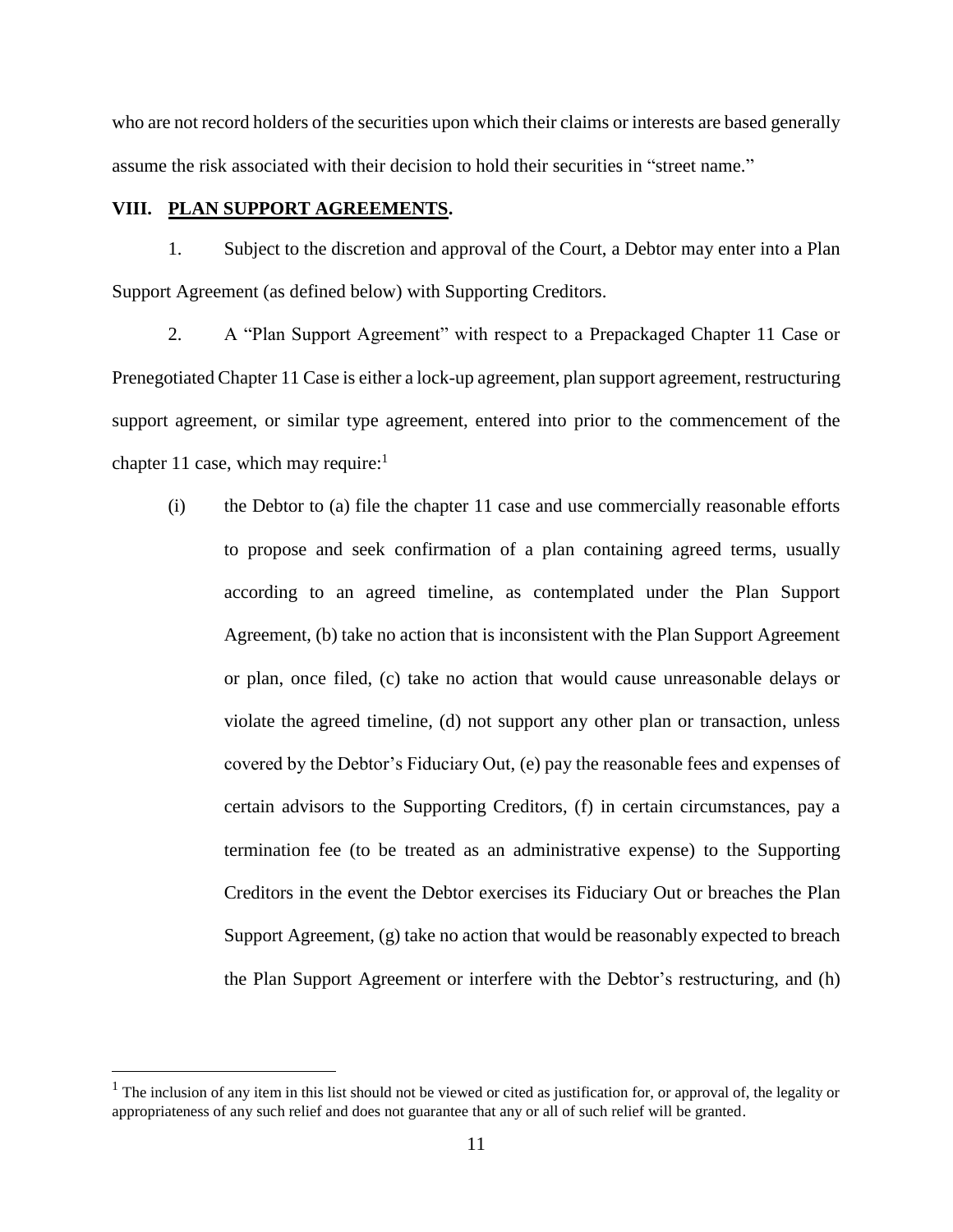who are not record holders of the securities upon which their claims or interests are based generally assume the risk associated with their decision to hold their securities in "street name."

## VIII. **PLAN SUPPORT AGREEMENTS.**

1. Subject to the discretion and approval of the Court, a Debtor may enter into a Plan Support Agreement (as defined below) with Supporting Creditors.

2. A "Plan Support Agreement" with respect to a Prepackaged Chapter 11 Case or Prenegotiated Chapter 11 Case is either a lock-up agreement, plan support agreement, restructuring support agreement, or similar type agreement, entered into prior to the commencement of the chapter 11 case, which may require:[1]

(i) the Debtor to (a) file the chapter 11 case and use commercially reasonable efforts to propose and seek confirmation of a plan containing agreed terms, usually according to an agreed timeline, as contemplated under the Plan Support Agreement, (b) take no action that is inconsistent with the Plan Support Agreement or plan, once filed, (c) take no action that would cause unreasonable delays or violate the agreed timeline, (d) not support any other plan or transaction, unless covered by the Debtor's Fiduciary Out, (e) pay the reasonable fees and expenses of certain advisors to the Supporting Creditors, (f) in certain circumstances, pay a termination fee (to be treated as an administrative expense) to the Supporting Creditors in the event the Debtor exercises its Fiduciary Out or breaches the Plan Support Agreement, (g) take no action that would be reasonably expected to breach the Plan Support Agreement or interfere with the Debtor's restructuring, and (h)

---

[1] The inclusion of any item in this list should not be viewed or cited as justification for, or approval of, the legality or appropriateness of any such relief and does not guarantee that any or all of such relief will be granted.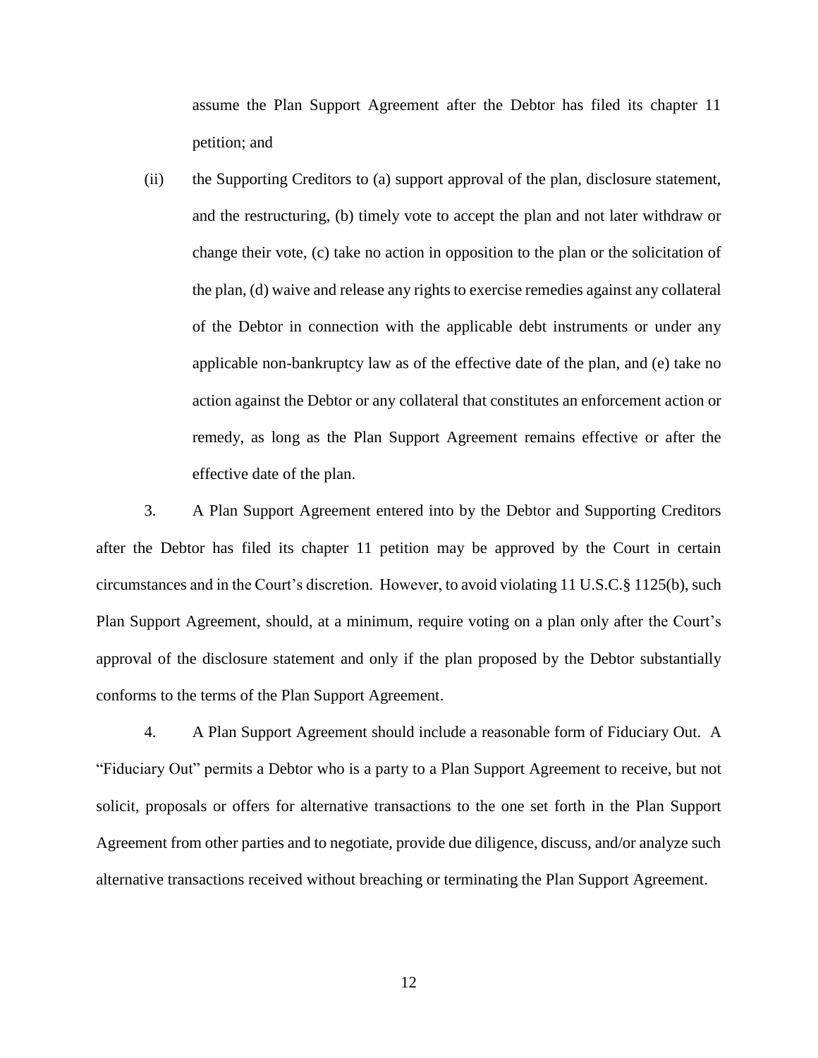assume the Plan Support Agreement after the Debtor has filed its chapter 11 petition; and

(ii) the Supporting Creditors to (a) support approval of the plan, disclosure statement, and the restructuring, (b) timely vote to accept the plan and not later withdraw or change their vote, (c) take no action in opposition to the plan or the solicitation of the plan, (d) waive and release any rights to exercise remedies against any collateral of the Debtor in connection with the applicable debt instruments or under any applicable non-bankruptcy law as of the effective date of the plan, and (e) take no action against the Debtor or any collateral that constitutes an enforcement action or remedy, as long as the Plan Support Agreement remains effective or after the effective date of the plan.

3. A Plan Support Agreement entered into by the Debtor and Supporting Creditors after the Debtor has filed its chapter 11 petition may be approved by the Court in certain circumstances and in the Court's discretion. However, to avoid violating 11 U.S.C.§ 1125(b), such Plan Support Agreement, should, at a minimum, require voting on a plan only after the Court's approval of the disclosure statement and only if the plan proposed by the Debtor substantially conforms to the terms of the Plan Support Agreement.

4. A Plan Support Agreement should include a reasonable form of Fiduciary Out. A "Fiduciary Out" permits a Debtor who is a party to a Plan Support Agreement to receive, but not solicit, proposals or offers for alternative transactions to the one set forth in the Plan Support Agreement from other parties and to negotiate, provide due diligence, discuss, and/or analyze such alternative transactions received without breaching or terminating the Plan Support Agreement.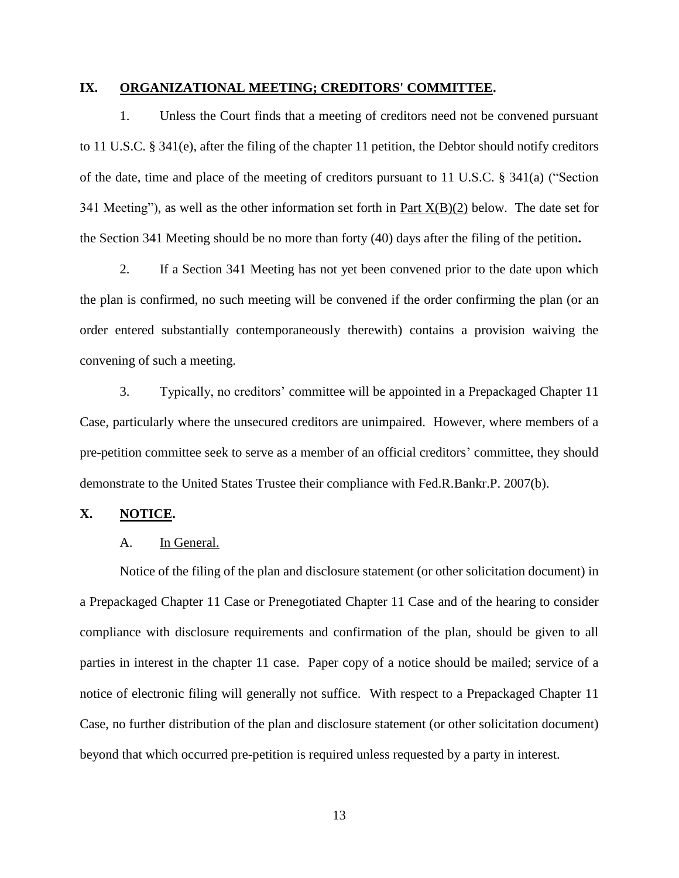## IX. ORGANIZATIONAL MEETING; CREDITORS' COMMITTEE.

1. Unless the Court finds that a meeting of creditors need not be convened pursuant to 11 U.S.C. § 341(e), after the filing of the chapter 11 petition, the Debtor should notify creditors of the date, time and place of the meeting of creditors pursuant to 11 U.S.C. § 341(a) ("Section 341 Meeting"), as well as the other information set forth in Part X(B)(2) below. The date set for the Section 341 Meeting should be no more than forty (40) days after the filing of the petition**.**

2. If a Section 341 Meeting has not yet been convened prior to the date upon which the plan is confirmed, no such meeting will be convened if the order confirming the plan (or an order entered substantially contemporaneously therewith) contains a provision waiving the convening of such a meeting.

3. Typically, no creditors' committee will be appointed in a Prepackaged Chapter 11 Case, particularly where the unsecured creditors are unimpaired. However, where members of a pre-petition committee seek to serve as a member of an official creditors' committee, they should demonstrate to the United States Trustee their compliance with Fed.R.Bankr.P. 2007(b).

## X. NOTICE.

### A. In General.

Notice of the filing of the plan and disclosure statement (or other solicitation document) in a Prepackaged Chapter 11 Case or Prenegotiated Chapter 11 Case and of the hearing to consider compliance with disclosure requirements and confirmation of the plan, should be given to all parties in interest in the chapter 11 case. Paper copy of a notice should be mailed; service of a notice of electronic filing will generally not suffice. With respect to a Prepackaged Chapter 11 Case, no further distribution of the plan and disclosure statement (or other solicitation document) beyond that which occurred pre-petition is required unless requested by a party in interest.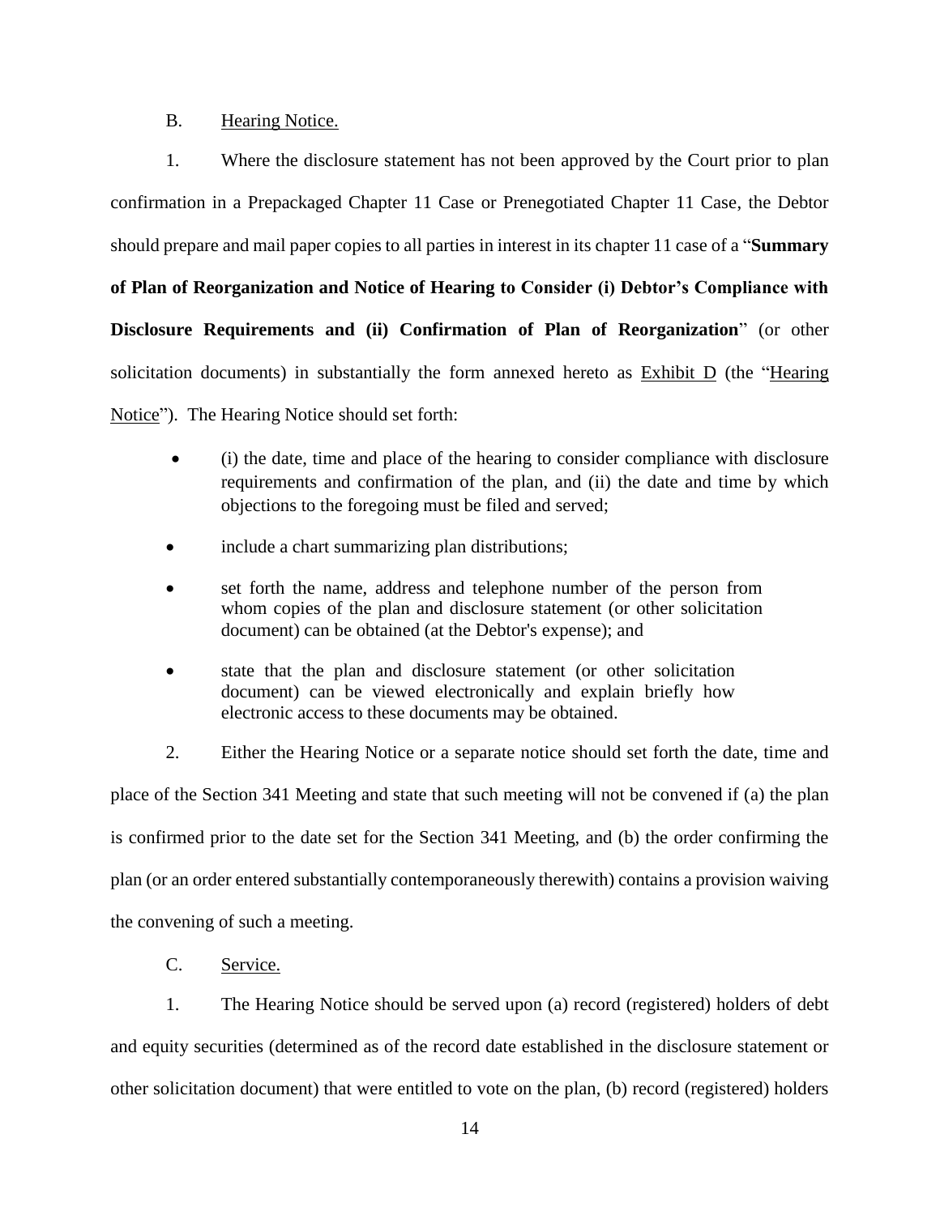B. <u>Hearing Notice.</u>

1. Where the disclosure statement has not been approved by the Court prior to plan confirmation in a Prepackaged Chapter 11 Case or Prenegotiated Chapter 11 Case, the Debtor should prepare and mail paper copies to all parties in interest in its chapter 11 case of a "**Summary of Plan of Reorganization and Notice of Hearing to Consider (i) Debtor's Compliance with Disclosure Requirements and (ii) Confirmation of Plan of Reorganization**" (or other solicitation documents) in substantially the form annexed hereto as <u>Exhibit D</u> (the "<u>Hearing Notice</u>"). The Hearing Notice should set forth:

- (i) the date, time and place of the hearing to consider compliance with disclosure requirements and confirmation of the plan, and (ii) the date and time by which objections to the foregoing must be filed and served;
- include a chart summarizing plan distributions;
- set forth the name, address and telephone number of the person from whom copies of the plan and disclosure statement (or other solicitation document) can be obtained (at the Debtor's expense); and
- state that the plan and disclosure statement (or other solicitation document) can be viewed electronically and explain briefly how electronic access to these documents may be obtained.

2. Either the Hearing Notice or a separate notice should set forth the date, time and place of the Section 341 Meeting and state that such meeting will not be convened if (a) the plan is confirmed prior to the date set for the Section 341 Meeting, and (b) the order confirming the plan (or an order entered substantially contemporaneously therewith) contains a provision waiving the convening of such a meeting.

C. <u>Service.</u>

1. The Hearing Notice should be served upon (a) record (registered) holders of debt and equity securities (determined as of the record date established in the disclosure statement or other solicitation document) that were entitled to vote on the plan, (b) record (registered) holders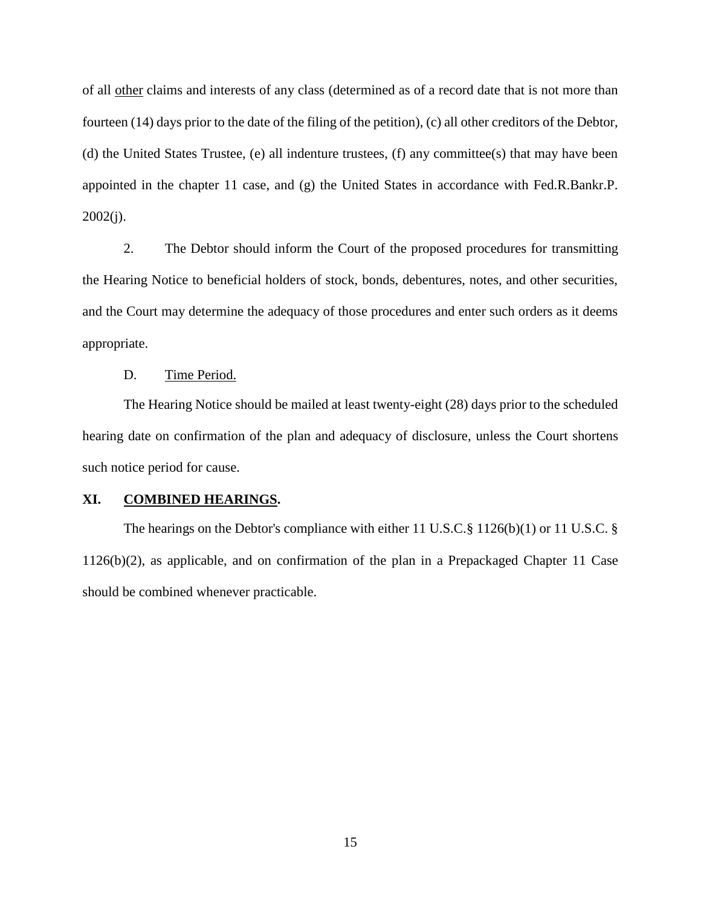of all other claims and interests of any class (determined as of a record date that is not more than fourteen (14) days prior to the date of the filing of the petition), (c) all other creditors of the Debtor, (d) the United States Trustee, (e) all indenture trustees, (f) any committee(s) that may have been appointed in the chapter 11 case, and (g) the United States in accordance with Fed.R.Bankr.P. 2002(j).

2. The Debtor should inform the Court of the proposed procedures for transmitting the Hearing Notice to beneficial holders of stock, bonds, debentures, notes, and other securities, and the Court may determine the adequacy of those procedures and enter such orders as it deems appropriate.

D. Time Period.

The Hearing Notice should be mailed at least twenty-eight (28) days prior to the scheduled hearing date on confirmation of the plan and adequacy of disclosure, unless the Court shortens such notice period for cause.

## XI. COMBINED HEARINGS.

The hearings on the Debtor's compliance with either 11 U.S.C.§ 1126(b)(1) or 11 U.S.C. § 1126(b)(2), as applicable, and on confirmation of the plan in a Prepackaged Chapter 11 Case should be combined whenever practicable.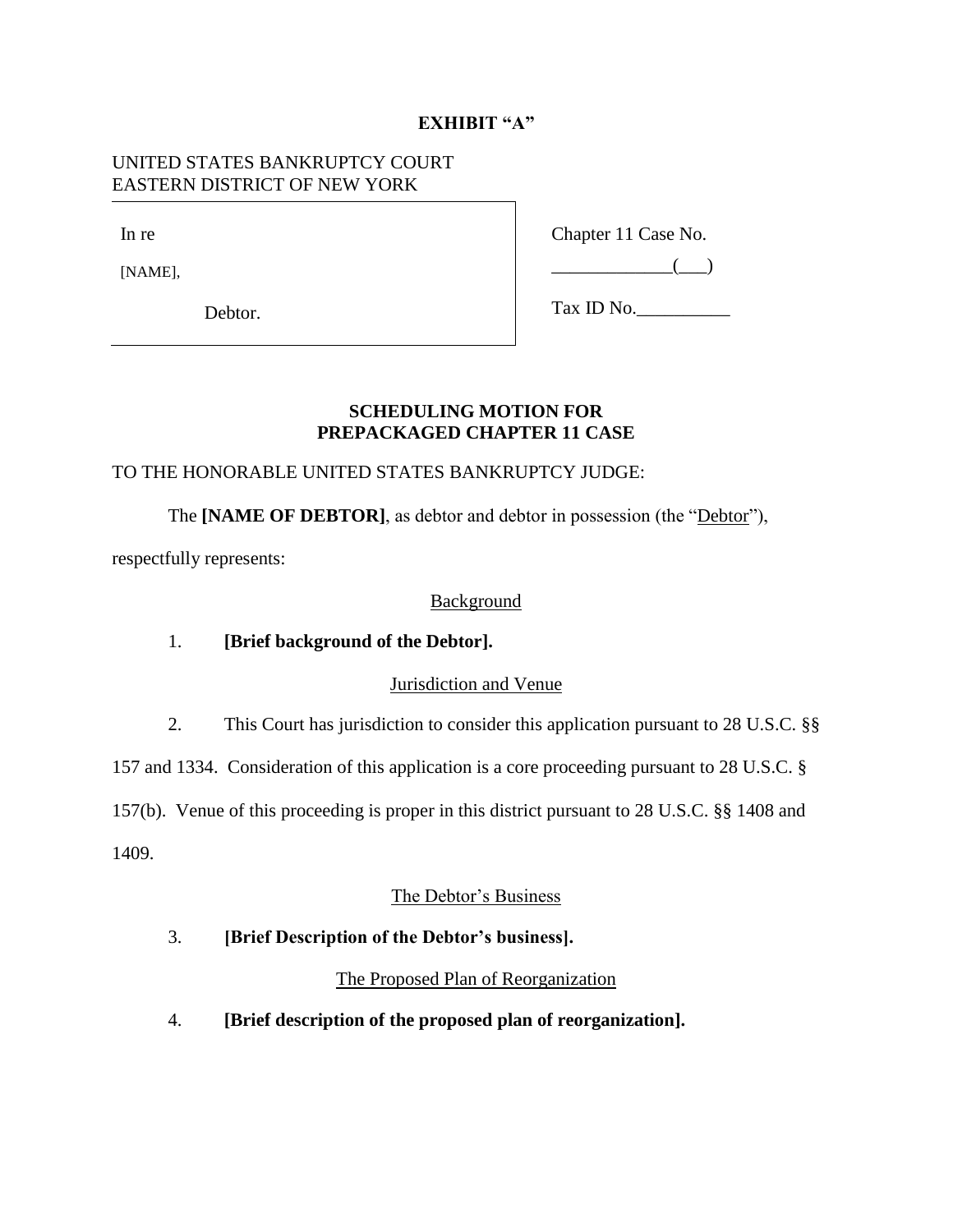**EXHIBIT "A"**

UNITED STATES BANKRUPTCY COURT
EASTERN DISTRICT OF NEW YORK

| In re<br><br>[NAME],<br><br>Debtor. | Chapter 11 Case No.<br><br>_____________(___)<br><br>Tax ID No.__________ |
|---|---|

**SCHEDULING MOTION FOR PREPACKAGED CHAPTER 11 CASE**

TO THE HONORABLE UNITED STATES BANKRUPTCY JUDGE:

The **[NAME OF DEBTOR]**, as debtor and debtor in possession (the "Debtor"), respectfully represents:

Background

1. **[Brief background of the Debtor].**

Jurisdiction and Venue

2. This Court has jurisdiction to consider this application pursuant to 28 U.S.C. §§ 157 and 1334. Consideration of this application is a core proceeding pursuant to 28 U.S.C. § 157(b). Venue of this proceeding is proper in this district pursuant to 28 U.S.C. §§ 1408 and 1409.

The Debtor's Business

3. **[Brief Description of the Debtor's business].**

The Proposed Plan of Reorganization

4. **[Brief description of the proposed plan of reorganization].**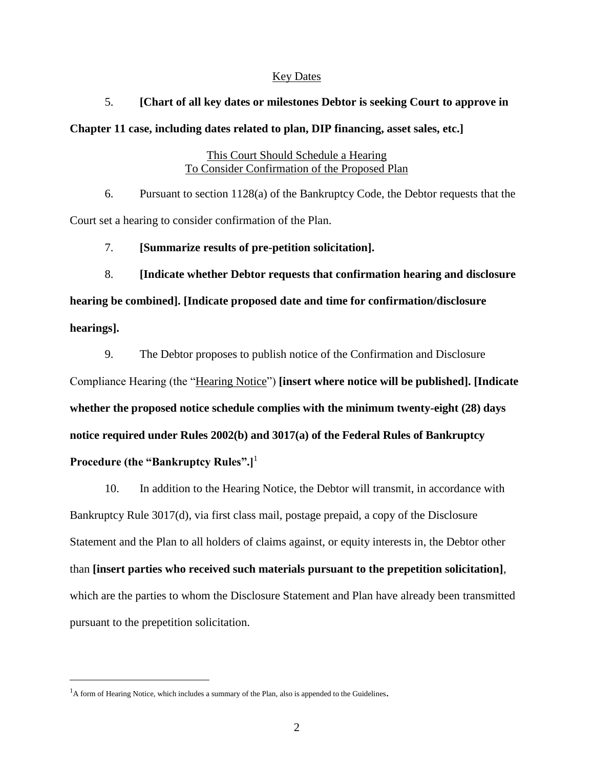## Key Dates

5. **[Chart of all key dates or milestones Debtor is seeking Court to approve in Chapter 11 case, including dates related to plan, DIP financing, asset sales, etc.]**

## This Court Should Schedule a Hearing To Consider Confirmation of the Proposed Plan

6. Pursuant to section 1128(a) of the Bankruptcy Code, the Debtor requests that the Court set a hearing to consider confirmation of the Plan.

7. **[Summarize results of pre-petition solicitation].**

8. **[Indicate whether Debtor requests that confirmation hearing and disclosure hearing be combined]. [Indicate proposed date and time for confirmation/disclosure hearings].**

9. The Debtor proposes to publish notice of the Confirmation and Disclosure Compliance Hearing (the "Hearing Notice") **[insert where notice will be published]. [Indicate whether the proposed notice schedule complies with the minimum twenty-eight (28) days notice required under Rules 2002(b) and 3017(a) of the Federal Rules of Bankruptcy Procedure (the "Bankruptcy Rules".]**[1]

10. In addition to the Hearing Notice, the Debtor will transmit, in accordance with Bankruptcy Rule 3017(d), via first class mail, postage prepaid, a copy of the Disclosure Statement and the Plan to all holders of claims against, or equity interests in, the Debtor other than **[insert parties who received such materials pursuant to the prepetition solicitation]**, which are the parties to whom the Disclosure Statement and Plan have already been transmitted pursuant to the prepetition solicitation.

---

[1] A form of Hearing Notice, which includes a summary of the Plan, also is appended to the Guidelines.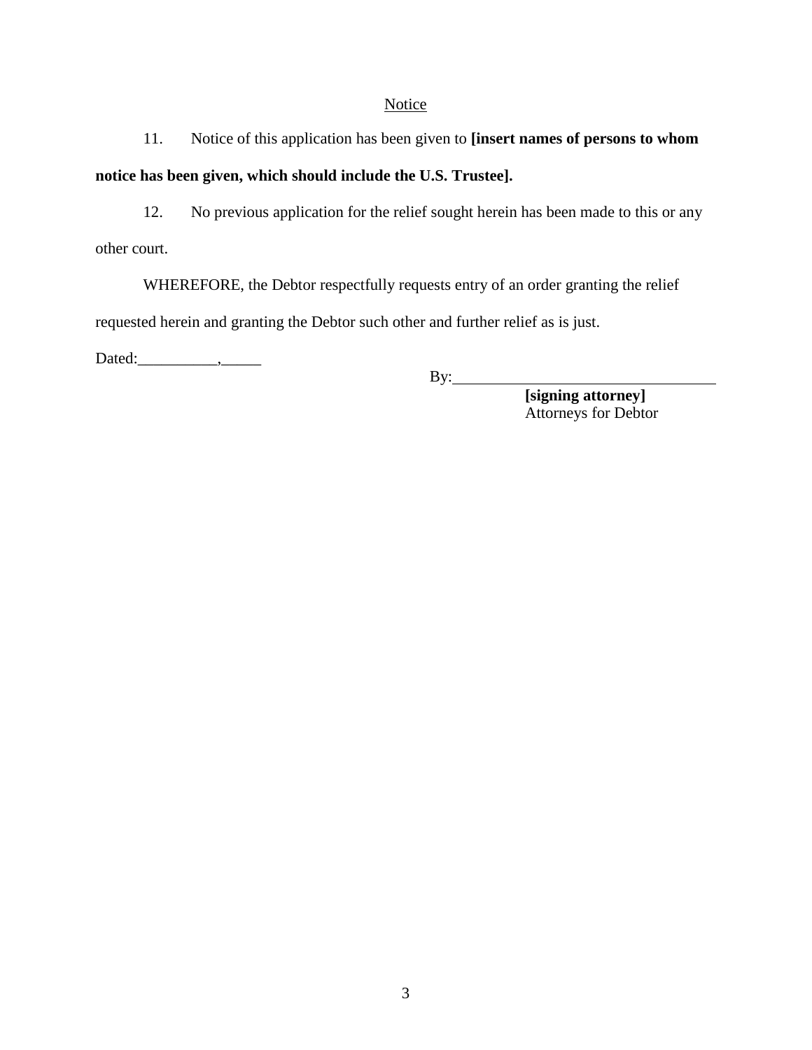<u>Notice</u>

11. Notice of this application has been given to **[insert names of persons to whom notice has been given, which should include the U.S. Trustee].**

12. No previous application for the relief sought herein has been made to this or any other court.

WHEREFORE, the Debtor respectfully requests entry of an order granting the relief requested herein and granting the Debtor such other and further relief as is just.

Dated:__________,_____

By:________________________________

**[signing attorney]**
Attorneys for Debtor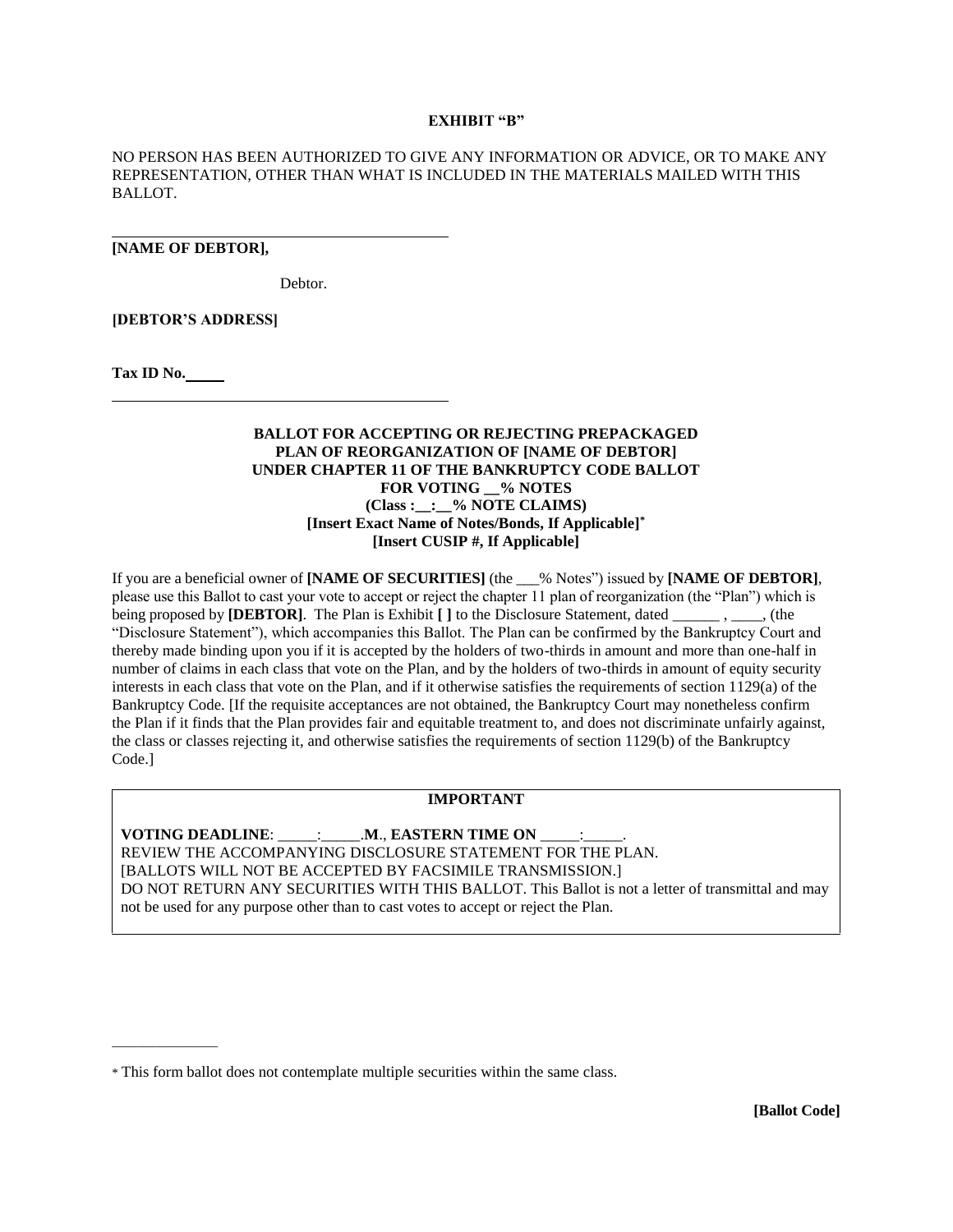**EXHIBIT "B"**

NO PERSON HAS BEEN AUTHORIZED TO GIVE ANY INFORMATION OR ADVICE, OR TO MAKE ANY REPRESENTATION, OTHER THAN WHAT IS INCLUDED IN THE MATERIALS MAILED WITH THIS BALLOT.

---

**[NAME OF DEBTOR],**

Debtor.

**[DEBTOR'S ADDRESS]**

**Tax ID No.\_\_\_\_\_**

---

**BALLOT FOR ACCEPTING OR REJECTING PREPACKAGED PLAN OF REORGANIZATION OF [NAME OF DEBTOR] UNDER CHAPTER 11 OF THE BANKRUPTCY CODE BALLOT FOR VOTING \_\_% NOTES (Class :\_\_:\_\_% NOTE CLAIMS) [Insert Exact Name of Notes/Bonds, If Applicable]* [Insert CUSIP #, If Applicable]**

If you are a beneficial owner of **[NAME OF SECURITIES]** (the \_\_\_% Notes") issued by **[NAME OF DEBTOR]**, please use this Ballot to cast your vote to accept or reject the chapter 11 plan of reorganization (the "Plan") which is being proposed by **[DEBTOR]**. The Plan is Exhibit **[ ]** to the Disclosure Statement, dated \_\_\_\_\_\_ , \_\_\_\_, (the "Disclosure Statement"), which accompanies this Ballot. The Plan can be confirmed by the Bankruptcy Court and thereby made binding upon you if it is accepted by the holders of two-thirds in amount and more than one-half in number of claims in each class that vote on the Plan, and by the holders of two-thirds in amount of equity security interests in each class that vote on the Plan, and if it otherwise satisfies the requirements of section 1129(a) of the Bankruptcy Code. [If the requisite acceptances are not obtained, the Bankruptcy Court may nonetheless confirm the Plan if it finds that the Plan provides fair and equitable treatment to, and does not discriminate unfairly against, the class or classes rejecting it, and otherwise satisfies the requirements of section 1129(b) of the Bankruptcy Code.]

**IMPORTANT**

**VOTING DEADLINE**: \_\_\_\_\_:\_\_\_\_\_.**M**., **EASTERN TIME ON** \_\_\_\_\_:\_\_\_\_\_.
REVIEW THE ACCOMPANYING DISCLOSURE STATEMENT FOR THE PLAN.
[BALLOTS WILL NOT BE ACCEPTED BY FACSIMILE TRANSMISSION.]
DO NOT RETURN ANY SECURITIES WITH THIS BALLOT. This Ballot is not a letter of transmittal and may not be used for any purpose other than to cast votes to accept or reject the Plan.

---

* This form ballot does not contemplate multiple securities within the same class.

**[Ballot Code]**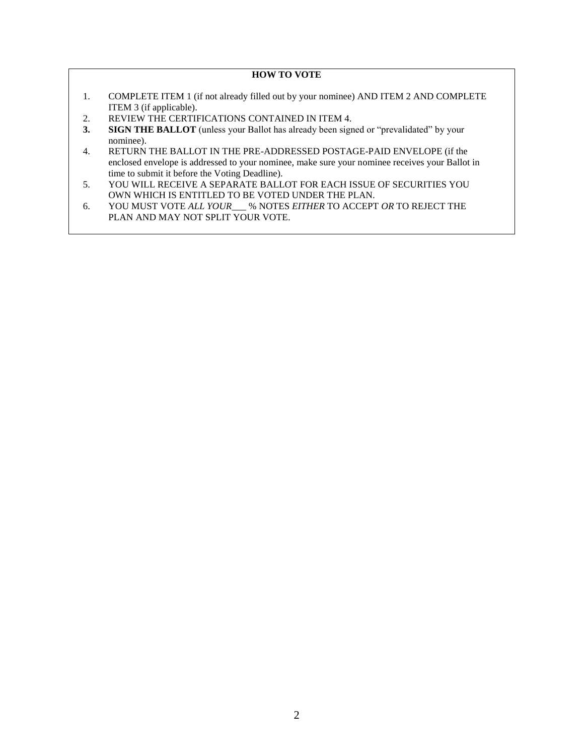**HOW TO VOTE**

1. COMPLETE ITEM 1 (if not already filled out by your nominee) AND ITEM 2 AND COMPLETE ITEM 3 (if applicable).
2. REVIEW THE CERTIFICATIONS CONTAINED IN ITEM 4.
3. **SIGN THE BALLOT** (unless your Ballot has already been signed or "prevalidated" by your nominee).
4. RETURN THE BALLOT IN THE PRE-ADDRESSED POSTAGE-PAID ENVELOPE (if the enclosed envelope is addressed to your nominee, make sure your nominee receives your Ballot in time to submit it before the Voting Deadline).
5. YOU WILL RECEIVE A SEPARATE BALLOT FOR EACH ISSUE OF SECURITIES YOU OWN WHICH IS ENTITLED TO BE VOTED UNDER THE PLAN.
6. YOU MUST VOTE *ALL YOUR*___ % NOTES *EITHER* TO ACCEPT *OR* TO REJECT THE PLAN AND MAY NOT SPLIT YOUR VOTE.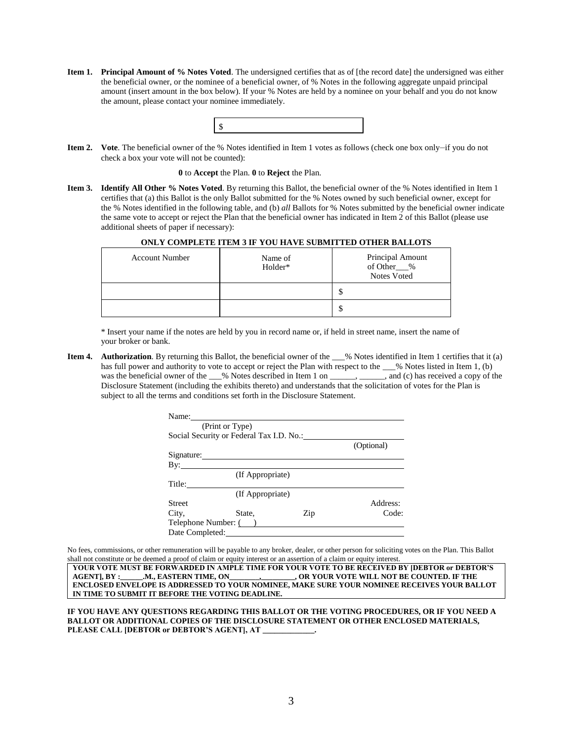**Item 1. Principal Amount of % Notes Voted**. The undersigned certifies that as of [the record date] the undersigned was either the beneficial owner, or the nominee of a beneficial owner, of % Notes in the following aggregate unpaid principal amount (insert amount in the box below). If your % Notes are held by a nominee on your behalf and you do not know the amount, please contact your nominee immediately.

| $ |
|---|

**Item 2. Vote**. The beneficial owner of the % Notes identified in Item 1 votes as follows (check one box only–if you do not check a box your vote will not be counted):

**0** to **Accept** the Plan. **0** to **Reject** the Plan.

**Item 3. Identify All Other % Notes Voted**. By returning this Ballot, the beneficial owner of the % Notes identified in Item 1 certifies that (a) this Ballot is the only Ballot submitted for the % Notes owned by such beneficial owner, except for the % Notes identified in the following table, and (b) *all* Ballots for % Notes submitted by the beneficial owner indicate the same vote to accept or reject the Plan that the beneficial owner has indicated in Item 2 of this Ballot (please use additional sheets of paper if necessary):

**ONLY COMPLETE ITEM 3 IF YOU HAVE SUBMITTED OTHER BALLOTS**

| Account Number | Name of Holder* | Principal Amount of Other___% Notes Voted |
|---|---|---|
| | | $ |
| | | $ |

* Insert your name if the notes are held by you in record name or, if held in street name, insert the name of your broker or bank.

**Item 4. Authorization**. By returning this Ballot, the beneficial owner of the ___% Notes identified in Item 1 certifies that it (a) has full power and authority to vote to accept or reject the Plan with respect to the ___% Notes listed in Item 1, (b) was the beneficial owner of the ___% Notes described in Item 1 on ______, ______, and (c) has received a copy of the Disclosure Statement (including the exhibits thereto) and understands that the solicitation of votes for the Plan is subject to all the terms and conditions set forth in the Disclosure Statement.

Name: ________________________________________
(Print or Type)

Social Security or Federal Tax I.D. No.: ____________________
(Optional)

Signature: ________________________________________

By: ________________________________________
(If Appropriate)

Title: ________________________________________
(If Appropriate)

Street Address:

City, State, Zip Code:

Telephone Number: (   ) ________________________________

Date Completed: ________________________________

No fees, commissions, or other remuneration will be payable to any broker, dealer, or other person for soliciting votes on the Plan. This Ballot shall not constitute or be deemed a proof of claim or equity interest or an assertion of a claim or equity interest.

**YOUR VOTE MUST BE FORWARDED IN AMPLE TIME FOR YOUR VOTE TO BE RECEIVED BY [DEBTOR or DEBTOR'S AGENT], BY :______.M., EASTERN TIME, ON________,________, OR YOUR VOTE WILL NOT BE COUNTED. IF THE ENCLOSED ENVELOPE IS ADDRESSED TO YOUR NOMINEE, MAKE SURE YOUR NOMINEE RECEIVES YOUR BALLOT IN TIME TO SUBMIT IT BEFORE THE VOTING DEADLINE.**

**IF YOU HAVE ANY QUESTIONS REGARDING THIS BALLOT OR THE VOTING PROCEDURES, OR IF YOU NEED A BALLOT OR ADDITIONAL COPIES OF THE DISCLOSURE STATEMENT OR OTHER ENCLOSED MATERIALS, PLEASE CALL [DEBTOR or DEBTOR'S AGENT], AT _____________.**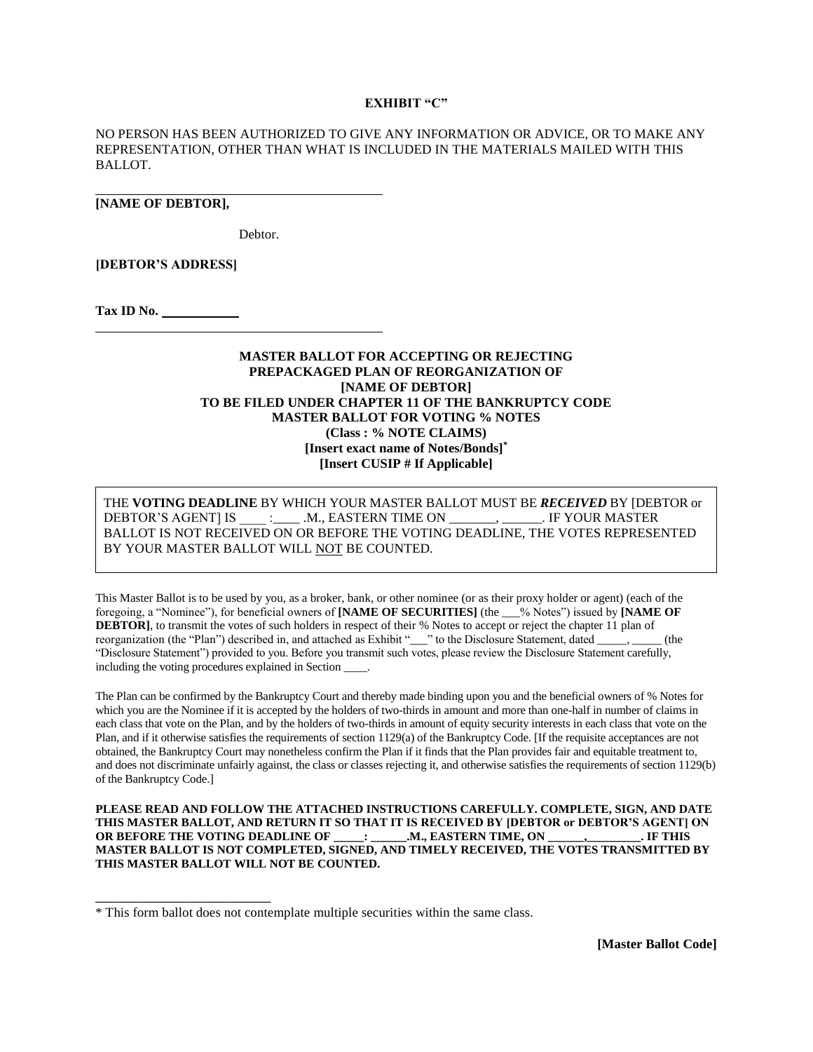**EXHIBIT "C"**

NO PERSON HAS BEEN AUTHORIZED TO GIVE ANY INFORMATION OR ADVICE, OR TO MAKE ANY REPRESENTATION, OTHER THAN WHAT IS INCLUDED IN THE MATERIALS MAILED WITH THIS BALLOT.

---

**[NAME OF DEBTOR],**

Debtor.

**[DEBTOR'S ADDRESS]**

**Tax ID No. \_\_\_\_\_\_\_\_\_\_\_\_**

---

**MASTER BALLOT FOR ACCEPTING OR REJECTING PREPACKAGED PLAN OF REORGANIZATION OF [NAME OF DEBTOR] TO BE FILED UNDER CHAPTER 11 OF THE BANKRUPTCY CODE MASTER BALLOT FOR VOTING % NOTES (Class : % NOTE CLAIMS) [Insert exact name of Notes/Bonds]\* [Insert CUSIP # If Applicable]**

THE **VOTING DEADLINE** BY WHICH YOUR MASTER BALLOT MUST BE ***RECEIVED*** BY [DEBTOR or DEBTOR'S AGENT] IS \_\_\_\_ :\_\_\_\_ .M., EASTERN TIME ON \_\_\_\_\_\_\_, \_\_\_\_\_\_. IF YOUR MASTER BALLOT IS NOT RECEIVED ON OR BEFORE THE VOTING DEADLINE, THE VOTES REPRESENTED BY YOUR MASTER BALLOT WILL NOT BE COUNTED.

This Master Ballot is to be used by you, as a broker, bank, or other nominee (or as their proxy holder or agent) (each of the foregoing, a "Nominee"), for beneficial owners of **[NAME OF SECURITIES]** (the \_\_\_% Notes") issued by **[NAME OF DEBTOR]**, to transmit the votes of such holders in respect of their % Notes to accept or reject the chapter 11 plan of reorganization (the "Plan") described in, and attached as Exhibit "\_\_\_" to the Disclosure Statement, dated \_\_\_\_\_, \_\_\_\_\_ (the "Disclosure Statement") provided to you. Before you transmit such votes, please review the Disclosure Statement carefully, including the voting procedures explained in Section \_\_\_\_.

The Plan can be confirmed by the Bankruptcy Court and thereby made binding upon you and the beneficial owners of % Notes for which you are the Nominee if it is accepted by the holders of two-thirds in amount and more than one-half in number of claims in each class that vote on the Plan, and by the holders of two-thirds in amount of equity security interests in each class that vote on the Plan, and if it otherwise satisfies the requirements of section 1129(a) of the Bankruptcy Code. [If the requisite acceptances are not obtained, the Bankruptcy Court may nonetheless confirm the Plan if it finds that the Plan provides fair and equitable treatment to, and does not discriminate unfairly against, the class or classes rejecting it, and otherwise satisfies the requirements of section 1129(b) of the Bankruptcy Code.]

**PLEASE READ AND FOLLOW THE ATTACHED INSTRUCTIONS CAREFULLY. COMPLETE, SIGN, AND DATE THIS MASTER BALLOT, AND RETURN IT SO THAT IT IS RECEIVED BY [DEBTOR or DEBTOR'S AGENT] ON OR BEFORE THE VOTING DEADLINE OF \_\_\_\_\_: \_\_\_\_\_\_.M., EASTERN TIME, ON \_\_\_\_\_\_,\_\_\_\_\_\_\_\_\_. IF THIS MASTER BALLOT IS NOT COMPLETED, SIGNED, AND TIMELY RECEIVED, THE VOTES TRANSMITTED BY THIS MASTER BALLOT WILL NOT BE COUNTED.**

---

\* This form ballot does not contemplate multiple securities within the same class.

**[Master Ballot Code]**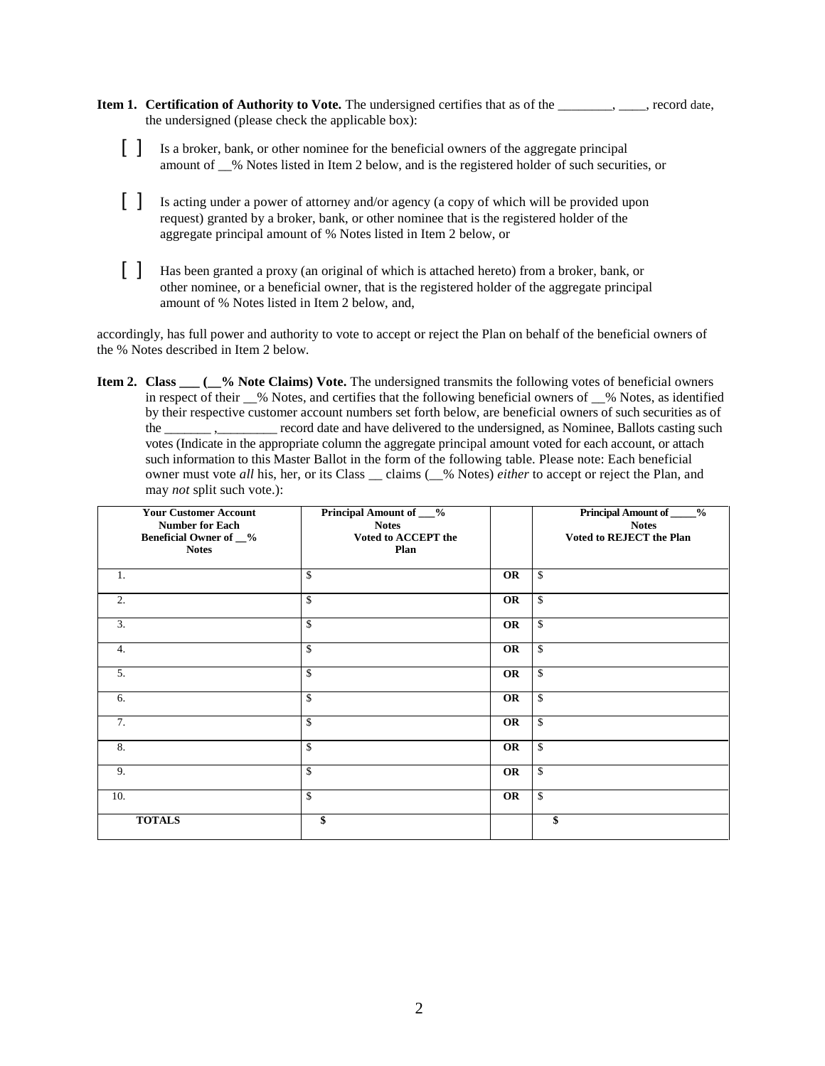**Item 1. Certification of Authority to Vote.** The undersigned certifies that as of the ________, ____, record date, the undersigned (please check the applicable box):

[ ] Is a broker, bank, or other nominee for the beneficial owners of the aggregate principal amount of __% Notes listed in Item 2 below, and is the registered holder of such securities, or

[ ] Is acting under a power of attorney and/or agency (a copy of which will be provided upon request) granted by a broker, bank, or other nominee that is the registered holder of the aggregate principal amount of % Notes listed in Item 2 below, or

[ ] Has been granted a proxy (an original of which is attached hereto) from a broker, bank, or other nominee, or a beneficial owner, that is the registered holder of the aggregate principal amount of % Notes listed in Item 2 below, and,

accordingly, has full power and authority to vote to accept or reject the Plan on behalf of the beneficial owners of the % Notes described in Item 2 below.

**Item 2. Class ___ (__% Note Claims) Vote.** The undersigned transmits the following votes of beneficial owners in respect of their __% Notes, and certifies that the following beneficial owners of __% Notes, as identified by their respective customer account numbers set forth below, are beneficial owners of such securities as of the _______ ,_________ record date and have delivered to the undersigned, as Nominee, Ballots casting such votes (Indicate in the appropriate column the aggregate principal amount voted for each account, or attach such information to this Master Ballot in the form of the following table. Please note: Each beneficial owner must vote *all* his, her, or its Class __ claims (__% Notes) *either* to accept or reject the Plan, and may *not* split such vote.):

| Your Customer Account Number for Each Beneficial Owner of __% Notes | Principal Amount of ___% Notes Voted to ACCEPT the Plan | | Principal Amount of _____% Notes Voted to REJECT the Plan |
|---|---|---|---|
| 1. | $ | **OR** | $ |
| 2. | $ | **OR** | $ |
| 3. | $ | **OR** | $ |
| 4. | $ | **OR** | $ |
| 5. | $ | **OR** | $ |
| 6. | $ | **OR** | $ |
| 7. | $ | **OR** | $ |
| 8. | $ | **OR** | $ |
| 9. | $ | **OR** | $ |
| 10. | $ | **OR** | $ |
| **TOTALS** | **$** | | **$** |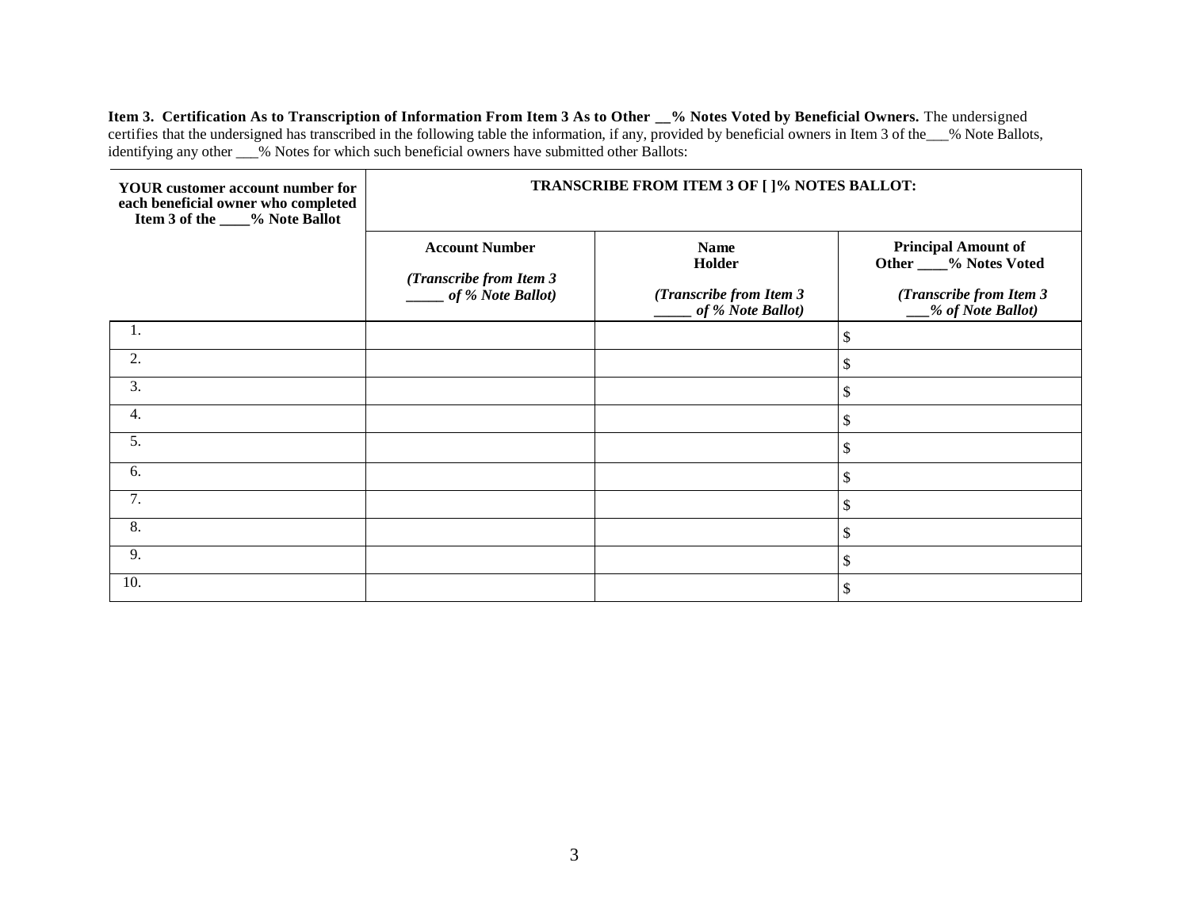**Item 3. Certification As to Transcription of Information From Item 3 As to Other __% Notes Voted by Beneficial Owners.** The undersigned certifies that the undersigned has transcribed in the following table the information, if any, provided by beneficial owners in Item 3 of the___% Note Ballots, identifying any other ___% Notes for which such beneficial owners have submitted other Ballots:

| **YOUR customer account number for each beneficial owner who completed Item 3 of the ____% Note Ballot** | **TRANSCRIBE FROM ITEM 3 OF [ ]% NOTES BALLOT:** | | |
|---|---|---|---|
| | **Account Number** *(Transcribe from Item 3 _____ of % Note Ballot)* | **Name Holder** *(Transcribe from Item 3 _____ of % Note Ballot)* | **Principal Amount of Other ____% Notes Voted** *(Transcribe from Item 3 ___% of Note Ballot)* |
| 1. | | | $ |
| 2. | | | $ |
| 3. | | | $ |
| 4. | | | $ |
| 5. | | | $ |
| 6. | | | $ |
| 7. | | | $ |
| 8. | | | $ |
| 9. | | | $ |
| 10. | | | $ |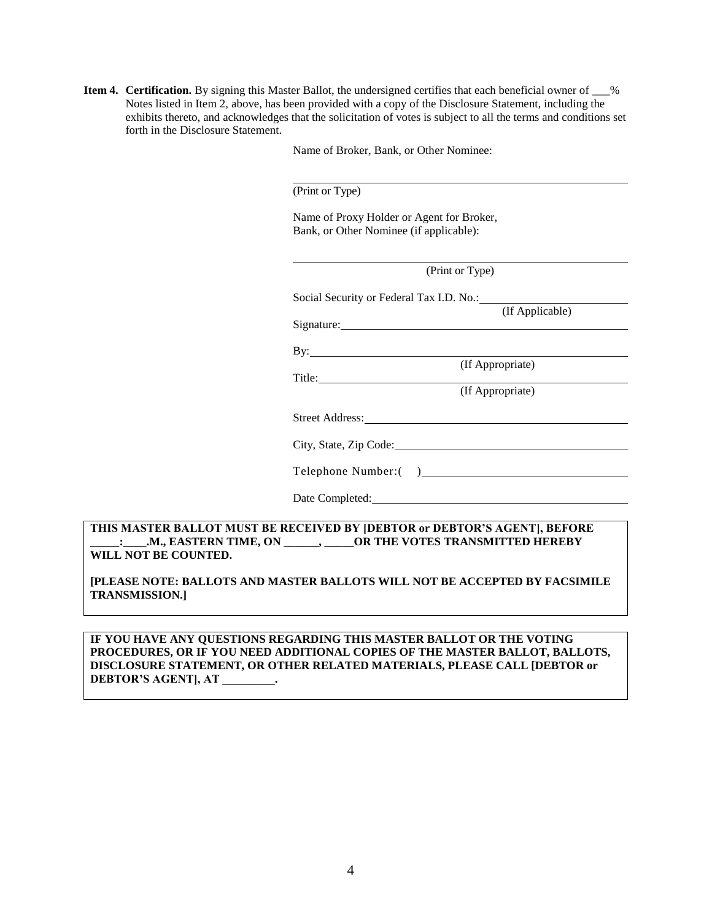**Item 4. Certification.** By signing this Master Ballot, the undersigned certifies that each beneficial owner of ___% Notes listed in Item 2, above, has been provided with a copy of the Disclosure Statement, including the exhibits thereto, and acknowledges that the solicitation of votes is subject to all the terms and conditions set forth in the Disclosure Statement.

Name of Broker, Bank, or Other Nominee:

______________________________________________
(Print or Type)

Name of Proxy Holder or Agent for Broker, Bank, or Other Nominee (if applicable):

______________________________________________
(Print or Type)

Social Security or Federal Tax I.D. No.: ______________________
(If Applicable)

Signature: ______________________________________

By: ______________________________________
(If Appropriate)

Title: ______________________________________
(If Appropriate)

Street Address: ______________________________________

City, State, Zip Code: ______________________________________

Telephone Number:( ) ______________________________

Date Completed: ______________________________________

**THIS MASTER BALLOT MUST BE RECEIVED BY [DEBTOR or DEBTOR'S AGENT], BEFORE _____:____.M., EASTERN TIME, ON ______, _____OR THE VOTES TRANSMITTED HEREBY WILL NOT BE COUNTED.**

**[PLEASE NOTE: BALLOTS AND MASTER BALLOTS WILL NOT BE ACCEPTED BY FACSIMILE TRANSMISSION.]**

**IF YOU HAVE ANY QUESTIONS REGARDING THIS MASTER BALLOT OR THE VOTING PROCEDURES, OR IF YOU NEED ADDITIONAL COPIES OF THE MASTER BALLOT, BALLOTS, DISCLOSURE STATEMENT, OR OTHER RELATED MATERIALS, PLEASE CALL [DEBTOR or DEBTOR'S AGENT], AT _________.**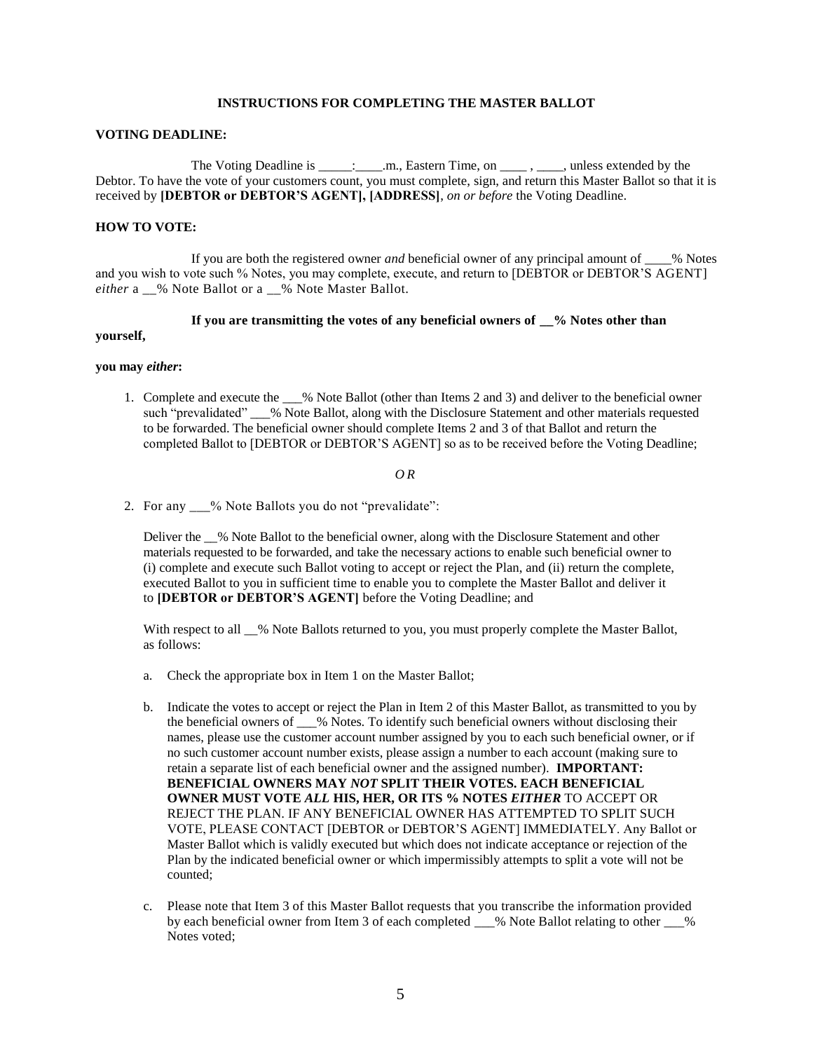**INSTRUCTIONS FOR COMPLETING THE MASTER BALLOT**

**VOTING DEADLINE:**

The Voting Deadline is _____:____.m., Eastern Time, on ____ , ____, unless extended by the Debtor. To have the vote of your customers count, you must complete, sign, and return this Master Ballot so that it is received by **[DEBTOR or DEBTOR'S AGENT], [ADDRESS]**, *on or before* the Voting Deadline.

**HOW TO VOTE:**

If you are both the registered owner *and* beneficial owner of any principal amount of ____% Notes and you wish to vote such % Notes, you may complete, execute, and return to [DEBTOR or DEBTOR'S AGENT] *either* a __% Note Ballot or a __% Note Master Ballot.

**If you are transmitting the votes of any beneficial owners of __% Notes other than yourself,**

**you may *either*:**

1. Complete and execute the ___% Note Ballot (other than Items 2 and 3) and deliver to the beneficial owner such "prevalidated" ___% Note Ballot, along with the Disclosure Statement and other materials requested to be forwarded. The beneficial owner should complete Items 2 and 3 of that Ballot and return the completed Ballot to [DEBTOR or DEBTOR'S AGENT] so as to be received before the Voting Deadline;

*OR*

2. For any ___% Note Ballots you do not "prevalidate":

   Deliver the __% Note Ballot to the beneficial owner, along with the Disclosure Statement and other materials requested to be forwarded, and take the necessary actions to enable such beneficial owner to (i) complete and execute such Ballot voting to accept or reject the Plan, and (ii) return the complete, executed Ballot to you in sufficient time to enable you to complete the Master Ballot and deliver it to **[DEBTOR or DEBTOR'S AGENT]** before the Voting Deadline; and

   With respect to all __% Note Ballots returned to you, you must properly complete the Master Ballot, as follows:

   a. Check the appropriate box in Item 1 on the Master Ballot;

   b. Indicate the votes to accept or reject the Plan in Item 2 of this Master Ballot, as transmitted to you by the beneficial owners of ___% Notes. To identify such beneficial owners without disclosing their names, please use the customer account number assigned by you to each such beneficial owner, or if no such customer account number exists, please assign a number to each account (making sure to retain a separate list of each beneficial owner and the assigned number). **IMPORTANT: BENEFICIAL OWNERS MAY *NOT* SPLIT THEIR VOTES. EACH BENEFICIAL OWNER MUST VOTE *ALL* HIS, HER, OR ITS % NOTES *EITHER*** TO ACCEPT OR REJECT THE PLAN. IF ANY BENEFICIAL OWNER HAS ATTEMPTED TO SPLIT SUCH VOTE, PLEASE CONTACT [DEBTOR or DEBTOR'S AGENT] IMMEDIATELY. Any Ballot or Master Ballot which is validly executed but which does not indicate acceptance or rejection of the Plan by the indicated beneficial owner or which impermissibly attempts to split a vote will not be counted;

   c. Please note that Item 3 of this Master Ballot requests that you transcribe the information provided by each beneficial owner from Item 3 of each completed ___% Note Ballot relating to other ___% Notes voted;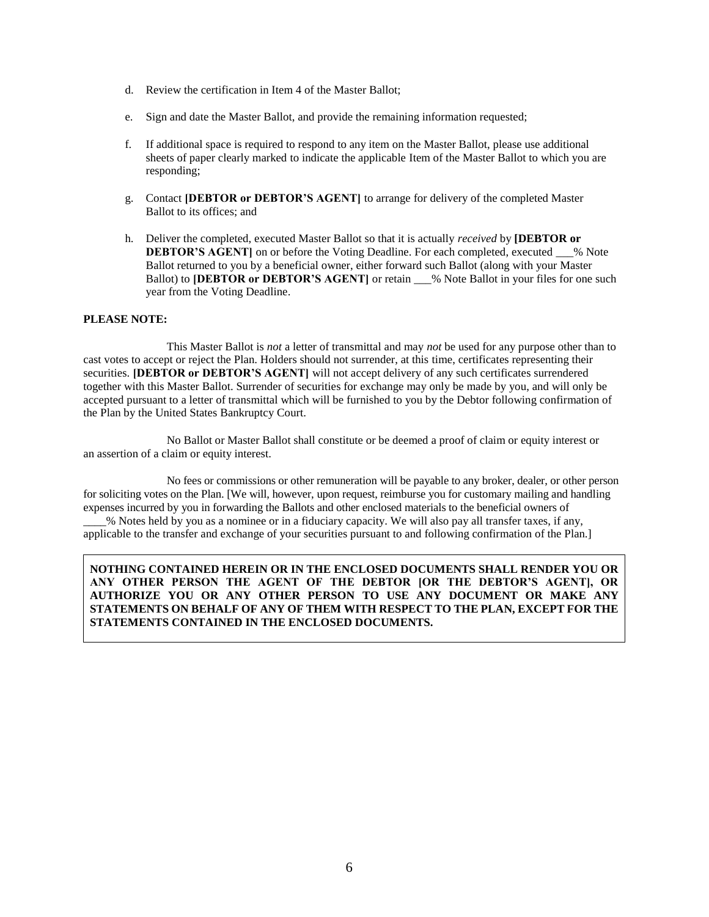d. Review the certification in Item 4 of the Master Ballot;

e. Sign and date the Master Ballot, and provide the remaining information requested;

f. If additional space is required to respond to any item on the Master Ballot, please use additional sheets of paper clearly marked to indicate the applicable Item of the Master Ballot to which you are responding;

g. Contact **[DEBTOR or DEBTOR'S AGENT]** to arrange for delivery of the completed Master Ballot to its offices; and

h. Deliver the completed, executed Master Ballot so that it is actually *received* by **[DEBTOR or DEBTOR'S AGENT]** on or before the Voting Deadline. For each completed, executed ___% Note Ballot returned to you by a beneficial owner, either forward such Ballot (along with your Master Ballot) to **[DEBTOR or DEBTOR'S AGENT]** or retain ___% Note Ballot in your files for one such year from the Voting Deadline.

**PLEASE NOTE:**

This Master Ballot is *not* a letter of transmittal and may *not* be used for any purpose other than to cast votes to accept or reject the Plan. Holders should not surrender, at this time, certificates representing their securities. **[DEBTOR or DEBTOR'S AGENT]** will not accept delivery of any such certificates surrendered together with this Master Ballot. Surrender of securities for exchange may only be made by you, and will only be accepted pursuant to a letter of transmittal which will be furnished to you by the Debtor following confirmation of the Plan by the United States Bankruptcy Court.

No Ballot or Master Ballot shall constitute or be deemed a proof of claim or equity interest or an assertion of a claim or equity interest.

No fees or commissions or other remuneration will be payable to any broker, dealer, or other person for soliciting votes on the Plan. [We will, however, upon request, reimburse you for customary mailing and handling expenses incurred by you in forwarding the Ballots and other enclosed materials to the beneficial owners of ____% Notes held by you as a nominee or in a fiduciary capacity. We will also pay all transfer taxes, if any, applicable to the transfer and exchange of your securities pursuant to and following confirmation of the Plan.]

**NOTHING CONTAINED HEREIN OR IN THE ENCLOSED DOCUMENTS SHALL RENDER YOU OR ANY OTHER PERSON THE AGENT OF THE DEBTOR [OR THE DEBTOR'S AGENT], OR AUTHORIZE YOU OR ANY OTHER PERSON TO USE ANY DOCUMENT OR MAKE ANY STATEMENTS ON BEHALF OF ANY OF THEM WITH RESPECT TO THE PLAN, EXCEPT FOR THE STATEMENTS CONTAINED IN THE ENCLOSED DOCUMENTS.**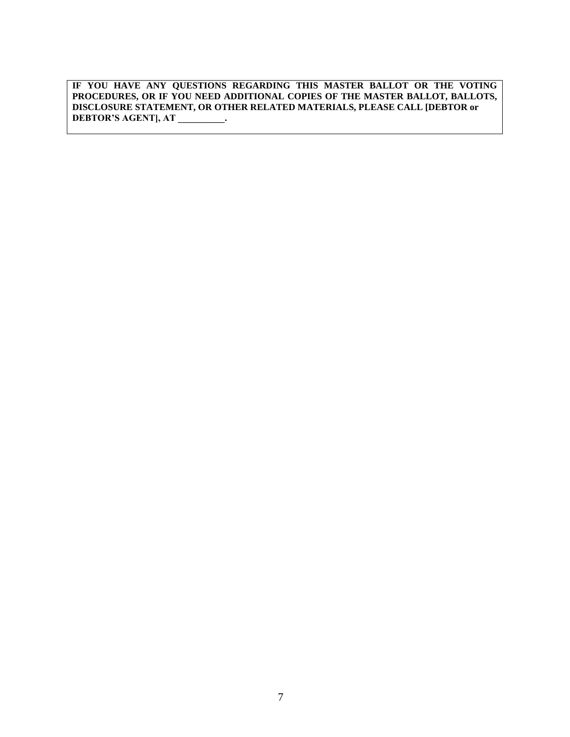**IF YOU HAVE ANY QUESTIONS REGARDING THIS MASTER BALLOT OR THE VOTING PROCEDURES, OR IF YOU NEED ADDITIONAL COPIES OF THE MASTER BALLOT, BALLOTS, DISCLOSURE STATEMENT, OR OTHER RELATED MATERIALS, PLEASE CALL [DEBTOR or DEBTOR'S AGENT], AT __________.**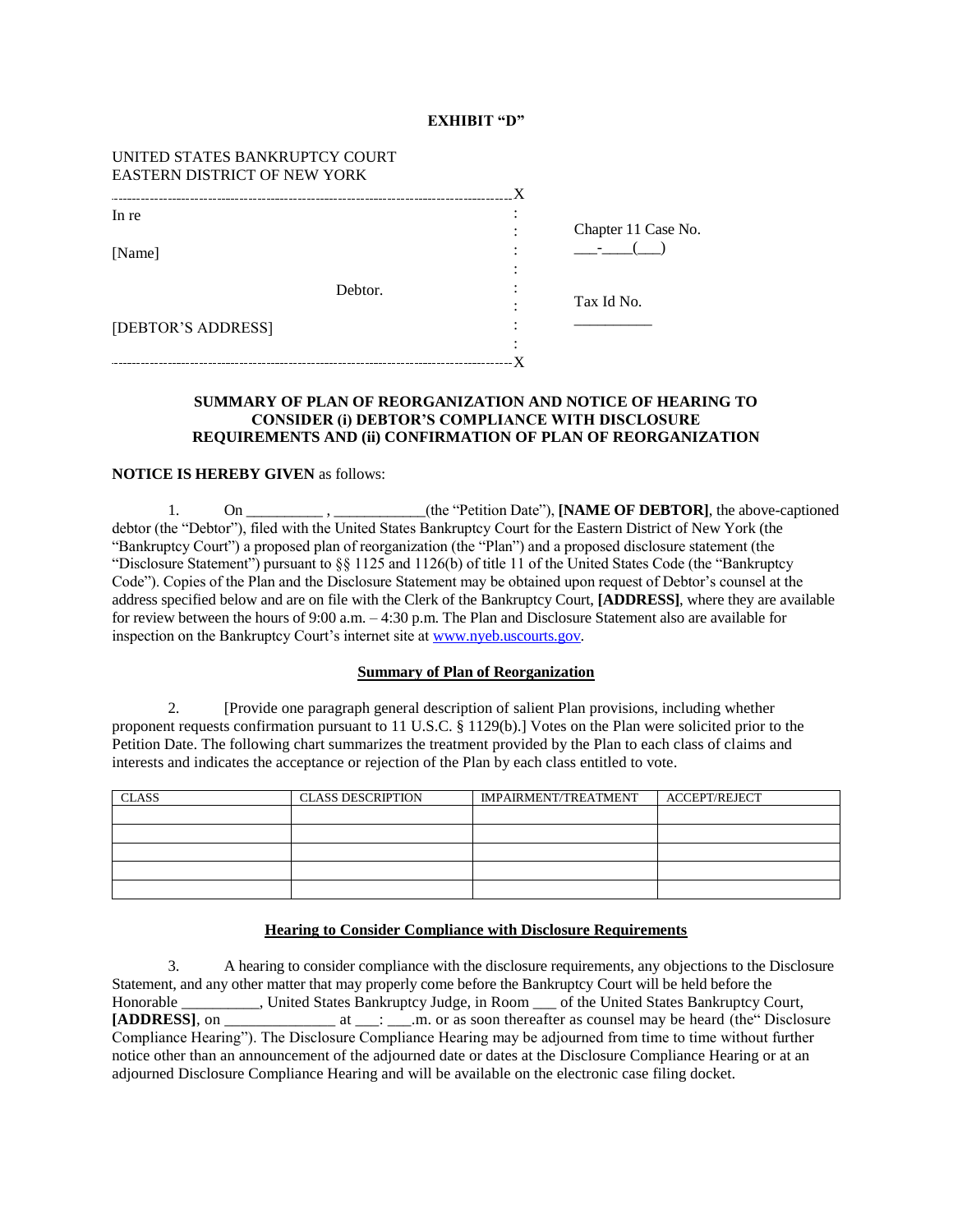**EXHIBIT "D"**

UNITED STATES BANKRUPTCY COURT
EASTERN DISTRICT OF NEW YORK

| | |
|---|---|
| In re<br><br>[Name]<br><br>Debtor.<br><br>[DEBTOR'S ADDRESS] | Chapter 11 Case No. ___-____(___)<br><br>Tax Id No. __________ |

**SUMMARY OF PLAN OF REORGANIZATION AND NOTICE OF HEARING TO CONSIDER (i) DEBTOR'S COMPLIANCE WITH DISCLOSURE REQUIREMENTS AND (ii) CONFIRMATION OF PLAN OF REORGANIZATION**

**NOTICE IS HEREBY GIVEN** as follows:

1. On __________ , ____________(the "Petition Date"), **[NAME OF DEBTOR]**, the above-captioned debtor (the "Debtor"), filed with the United States Bankruptcy Court for the Eastern District of New York (the "Bankruptcy Court") a proposed plan of reorganization (the "Plan") and a proposed disclosure statement (the "Disclosure Statement") pursuant to §§ 1125 and 1126(b) of title 11 of the United States Code (the "Bankruptcy Code"). Copies of the Plan and the Disclosure Statement may be obtained upon request of Debtor's counsel at the address specified below and are on file with the Clerk of the Bankruptcy Court, **[ADDRESS]**, where they are available for review between the hours of 9:00 a.m. – 4:30 p.m. The Plan and Disclosure Statement also are available for inspection on the Bankruptcy Court's internet site at www.nyeb.uscourts.gov.

**Summary of Plan of Reorganization**

2. [Provide one paragraph general description of salient Plan provisions, including whether proponent requests confirmation pursuant to 11 U.S.C. § 1129(b).] Votes on the Plan were solicited prior to the Petition Date. The following chart summarizes the treatment provided by the Plan to each class of claims and interests and indicates the acceptance or rejection of the Plan by each class entitled to vote.

| CLASS | CLASS DESCRIPTION | IMPAIRMENT/TREATMENT | ACCEPT/REJECT |
|---|---|---|---|
| | | | |
| | | | |
| | | | |
| | | | |
| | | | |

**Hearing to Consider Compliance with Disclosure Requirements**

3. A hearing to consider compliance with the disclosure requirements, any objections to the Disclosure Statement, and any other matter that may properly come before the Bankruptcy Court will be held before the Honorable __________, United States Bankruptcy Judge, in Room ___ of the United States Bankruptcy Court, **[ADDRESS]**, on ______________ at ___: ___.m. or as soon thereafter as counsel may be heard (the" Disclosure Compliance Hearing"). The Disclosure Compliance Hearing may be adjourned from time to time without further notice other than an announcement of the adjourned date or dates at the Disclosure Compliance Hearing or at an adjourned Disclosure Compliance Hearing and will be available on the electronic case filing docket.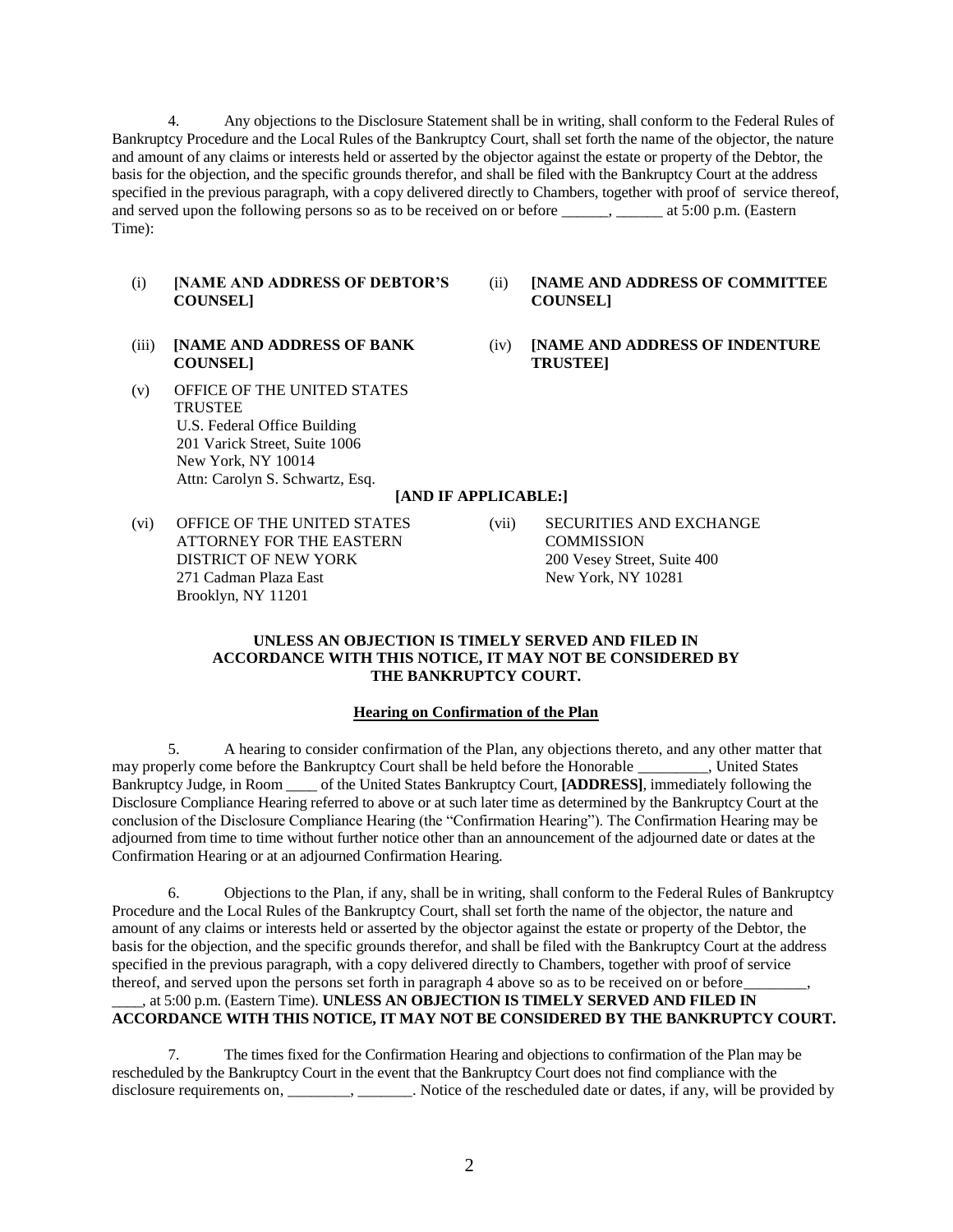4. Any objections to the Disclosure Statement shall be in writing, shall conform to the Federal Rules of Bankruptcy Procedure and the Local Rules of the Bankruptcy Court, shall set forth the name of the objector, the nature and amount of any claims or interests held or asserted by the objector against the estate or property of the Debtor, the basis for the objection, and the specific grounds therefor, and shall be filed with the Bankruptcy Court at the address specified in the previous paragraph, with a copy delivered directly to Chambers, together with proof of service thereof, and served upon the following persons so as to be received on or before ______, ______ at 5:00 p.m. (Eastern Time):

(i) **[NAME AND ADDRESS OF DEBTOR'S COUNSEL]**

(ii) **[NAME AND ADDRESS OF COMMITTEE COUNSEL]**

(iii) **[NAME AND ADDRESS OF BANK COUNSEL]**

(iv) **[NAME AND ADDRESS OF INDENTURE TRUSTEE]**

(v) OFFICE OF THE UNITED STATES TRUSTEE
U.S. Federal Office Building
201 Varick Street, Suite 1006
New York, NY 10014
Attn: Carolyn S. Schwartz, Esq.

**[AND IF APPLICABLE:]**

(vi) OFFICE OF THE UNITED STATES ATTORNEY FOR THE EASTERN DISTRICT OF NEW YORK
271 Cadman Plaza East
Brooklyn, NY 11201

(vii) SECURITIES AND EXCHANGE COMMISSION
200 Vesey Street, Suite 400
New York, NY 10281

**UNLESS AN OBJECTION IS TIMELY SERVED AND FILED IN ACCORDANCE WITH THIS NOTICE, IT MAY NOT BE CONSIDERED BY THE BANKRUPTCY COURT.**

**Hearing on Confirmation of the Plan**

5. A hearing to consider confirmation of the Plan, any objections thereto, and any other matter that may properly come before the Bankruptcy Court shall be held before the Honorable _________, United States Bankruptcy Judge, in Room ____ of the United States Bankruptcy Court, **[ADDRESS]**, immediately following the Disclosure Compliance Hearing referred to above or at such later time as determined by the Bankruptcy Court at the conclusion of the Disclosure Compliance Hearing (the "Confirmation Hearing"). The Confirmation Hearing may be adjourned from time to time without further notice other than an announcement of the adjourned date or dates at the Confirmation Hearing or at an adjourned Confirmation Hearing.

6. Objections to the Plan, if any, shall be in writing, shall conform to the Federal Rules of Bankruptcy Procedure and the Local Rules of the Bankruptcy Court, shall set forth the name of the objector, the nature and amount of any claims or interests held or asserted by the objector against the estate or property of the Debtor, the basis for the objection, and the specific grounds therefor, and shall be filed with the Bankruptcy Court at the address specified in the previous paragraph, with a copy delivered directly to Chambers, together with proof of service thereof, and served upon the persons set forth in paragraph 4 above so as to be received on or before________, ____, at 5:00 p.m. (Eastern Time). **UNLESS AN OBJECTION IS TIMELY SERVED AND FILED IN ACCORDANCE WITH THIS NOTICE, IT MAY NOT BE CONSIDERED BY THE BANKRUPTCY COURT.**

7. The times fixed for the Confirmation Hearing and objections to confirmation of the Plan may be rescheduled by the Bankruptcy Court in the event that the Bankruptcy Court does not find compliance with the disclosure requirements on, ________, _______. Notice of the rescheduled date or dates, if any, will be provided by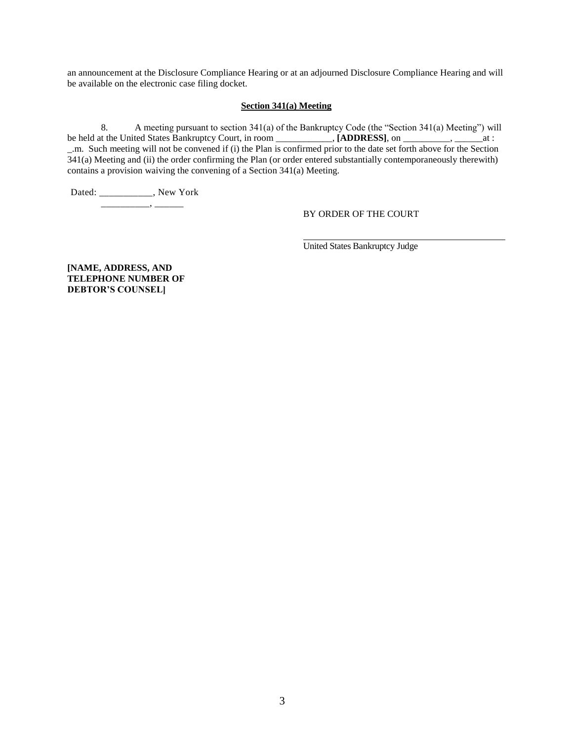an announcement at the Disclosure Compliance Hearing or at an adjourned Disclosure Compliance Hearing and will be available on the electronic case filing docket.

**Section 341(a) Meeting**

8. A meeting pursuant to section 341(a) of the Bankruptcy Code (the "Section 341(a) Meeting") will be held at the United States Bankruptcy Court, in room ____________, **[ADDRESS]**, on __________, ______at : _.m. Such meeting will not be convened if (i) the Plan is confirmed prior to the date set forth above for the Section 341(a) Meeting and (ii) the order confirming the Plan (or order entered substantially contemporaneously therewith) contains a provision waiving the convening of a Section 341(a) Meeting.

Dated: ___________, New York
__________, ______

BY ORDER OF THE COURT

______________________________
United States Bankruptcy Judge

**[NAME, ADDRESS, AND TELEPHONE NUMBER OF DEBTOR'S COUNSEL]**